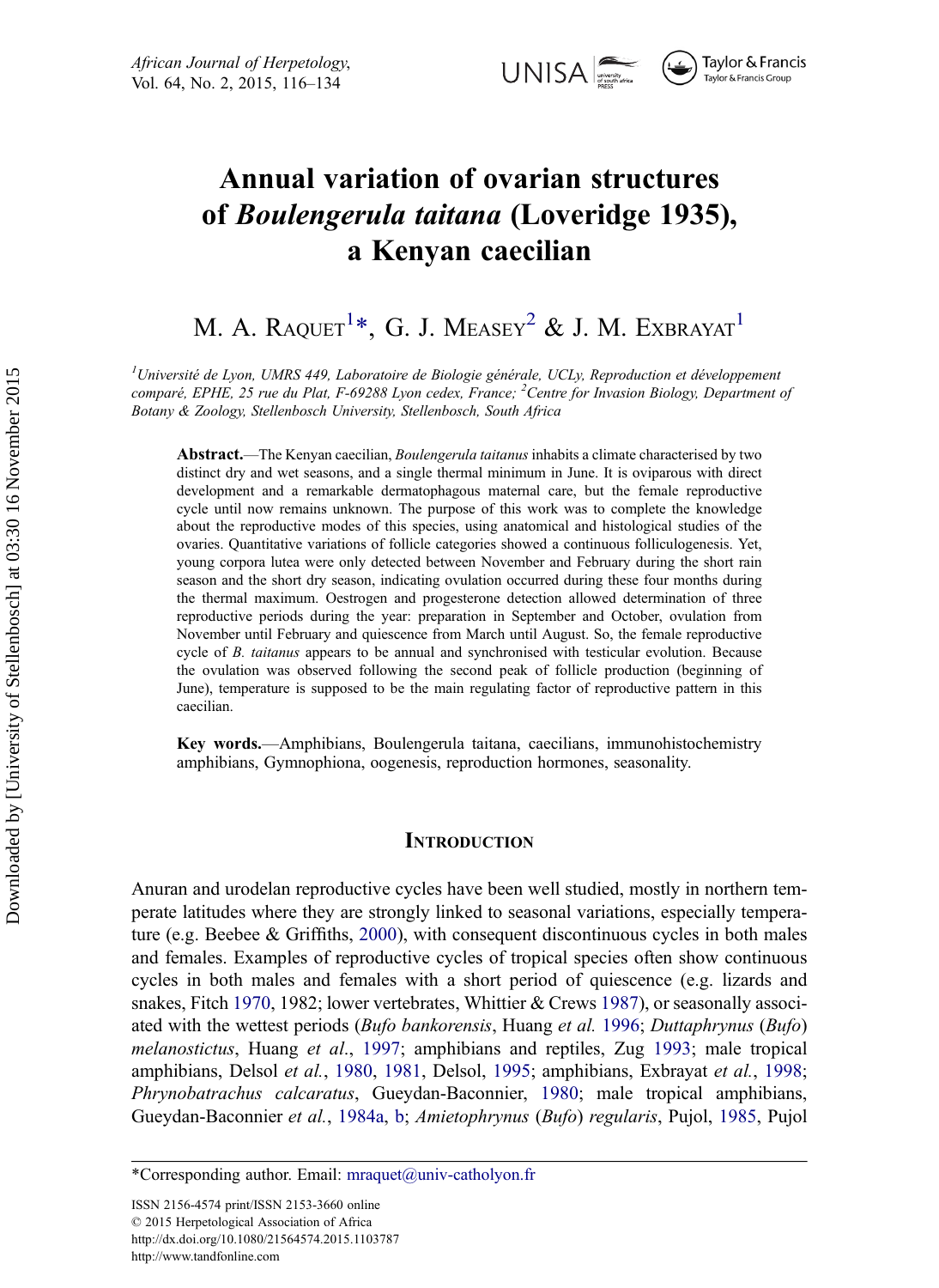# Annual variation of ovarian structures of *Boulengerula taitana* (Loveridge 1935), a Kenyan caecilian

M. A. Raquet[1]*, G. J. Measey[2] & J. M. Exbrayat[1]

[1]*Université de Lyon, UMRS 449, Laboratoire de Biologie générale, UCLy, Reproduction et développement comparé, EPHE, 25 rue du Plat, F-69288 Lyon cedex, France;* [2]*Centre for Invasion Biology, Department of Botany & Zoology, Stellenbosch University, Stellenbosch, South Africa*

**Abstract.**—The Kenyan caecilian, *Boulengerula taitanus* inhabits a climate characterised by two distinct dry and wet seasons, and a single thermal minimum in June. It is oviparous with direct development and a remarkable dermatophagous maternal care, but the female reproductive cycle until now remains unknown. The purpose of this work was to complete the knowledge about the reproductive modes of this species, using anatomical and histological studies of the ovaries. Quantitative variations of follicle categories showed a continuous folliculogenesis. Yet, young corpora lutea were only detected between November and February during the short rain season and the short dry season, indicating ovulation occurred during these four months during the thermal maximum. Oestrogen and progesterone detection allowed determination of three reproductive periods during the year: preparation in September and October, ovulation from November until February and quiescence from March until August. So, the female reproductive cycle of *B. taitanus* appears to be annual and synchronised with testicular evolution. Because the ovulation was observed following the second peak of follicle production (beginning of June), temperature is supposed to be the main regulating factor of reproductive pattern in this caecilian.

**Key words.**—Amphibians, Boulengerula taitana, caecilians, immunohistochemistry amphibians, Gymnophiona, oogenesis, reproduction hormones, seasonality.

## Introduction

Anuran and urodelan reproductive cycles have been well studied, mostly in northern temperate latitudes where they are strongly linked to seasonal variations, especially temperature (e.g. Beebee & Griffiths, 2000), with consequent discontinuous cycles in both males and females. Examples of reproductive cycles of tropical species often show continuous cycles in both males and females with a short period of quiescence (e.g. lizards and snakes, Fitch 1970, 1982; lower vertebrates, Whittier & Crews 1987), or seasonally associated with the wettest periods (*Bufo bankorensis*, Huang *et al.* 1996; *Duttaphrynus* (*Bufo*) *melanostictus*, Huang *et al.*, 1997; amphibians and reptiles, Zug 1993; male tropical amphibians, Delsol *et al.*, 1980, 1981, Delsol, 1995; amphibians, Exbrayat *et al.*, 1998; *Phrynobatrachus calcaratus*, Gueydan-Baconnier, 1980; male tropical amphibians, Gueydan-Baconnier *et al.*, 1984a, b; *Amietophrynus* (*Bufo*) *regularis*, Pujol, 1985, Pujol

*Corresponding author. Email: mraquet@univ-catholyon.fr

ISSN 2156-4574 print/ISSN 2153-3660 online
© 2015 Herpetological Association of Africa
http://dx.doi.org/10.1080/21564574.2015.1103787
http://www.tandfonline.com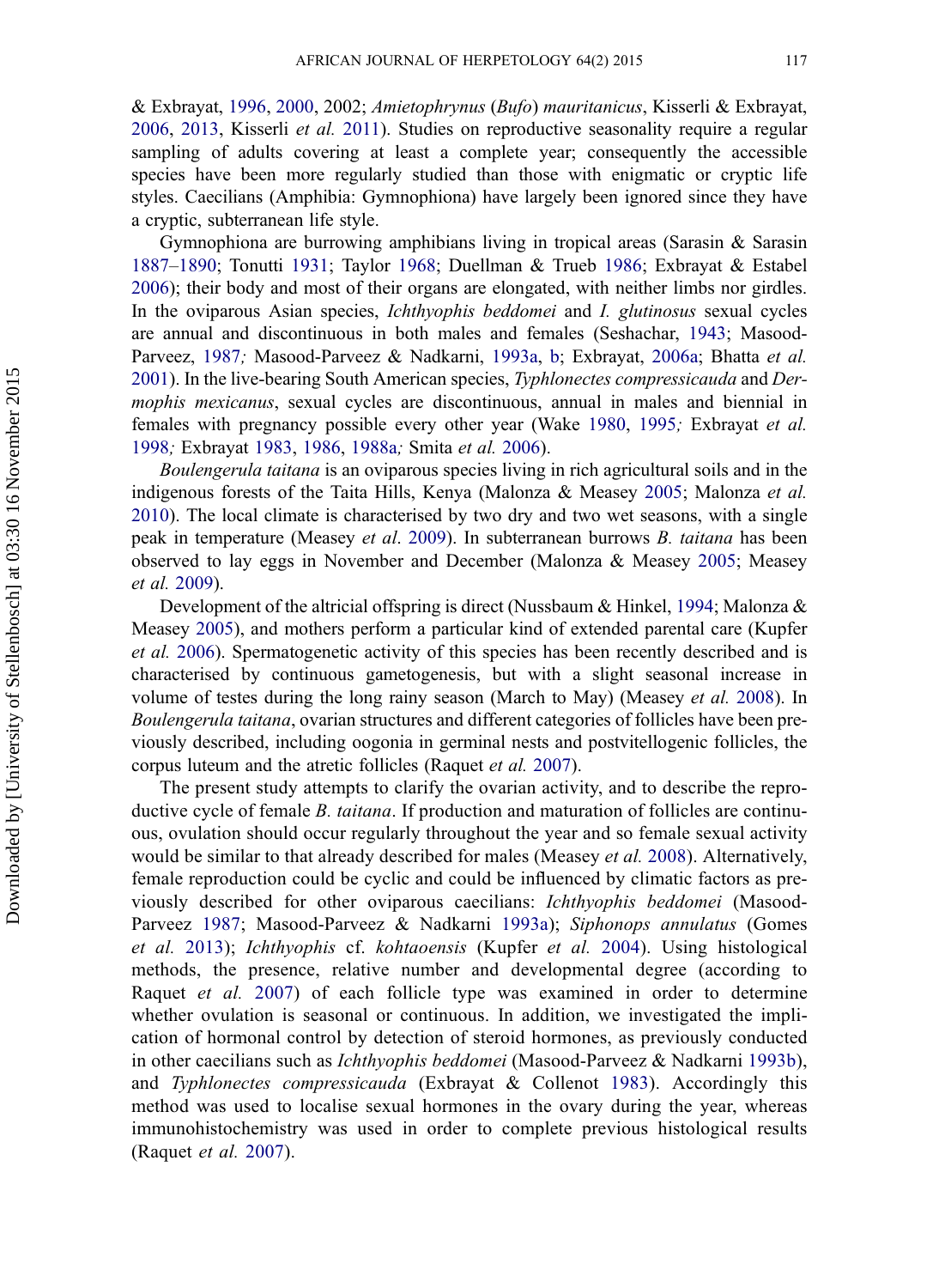& Exbrayat, 1996, 2000, 2002; *Amietophrynus* (*Bufo*) *mauritanicus*, Kisserli & Exbrayat, 2006, 2013, Kisserli *et al.* 2011). Studies on reproductive seasonality require a regular sampling of adults covering at least a complete year; consequently the accessible species have been more regularly studied than those with enigmatic or cryptic life styles. Caecilians (Amphibia: Gymnophiona) have largely been ignored since they have a cryptic, subterranean life style.

Gymnophiona are burrowing amphibians living in tropical areas (Sarasin & Sarasin 1887–1890; Tonutti 1931; Taylor 1968; Duellman & Trueb 1986; Exbrayat & Estabel 2006); their body and most of their organs are elongated, with neither limbs nor girdles. In the oviparous Asian species, *Ichthyophis beddomei* and *I. glutinosus* sexual cycles are annual and discontinuous in both males and females (Seshachar, 1943; Masood-Parveez, 1987; Masood-Parveez & Nadkarni, 1993a, b; Exbrayat, 2006a; Bhatta *et al.* 2001). In the live-bearing South American species, *Typhlonectes compressicauda* and *Dermophis mexicanus*, sexual cycles are discontinuous, annual in males and biennial in females with pregnancy possible every other year (Wake 1980, 1995; Exbrayat *et al.* 1998; Exbrayat 1983, 1986, 1988a; Smita *et al.* 2006).

*Boulengerula taitana* is an oviparous species living in rich agricultural soils and in the indigenous forests of the Taita Hills, Kenya (Malonza & Measey 2005; Malonza *et al.* 2010). The local climate is characterised by two dry and two wet seasons, with a single peak in temperature (Measey *et al*. 2009). In subterranean burrows *B. taitana* has been observed to lay eggs in November and December (Malonza & Measey 2005; Measey *et al.* 2009).

Development of the altricial offspring is direct (Nussbaum & Hinkel, 1994; Malonza & Measey 2005), and mothers perform a particular kind of extended parental care (Kupfer *et al.* 2006). Spermatogenetic activity of this species has been recently described and is characterised by continuous gametogenesis, but with a slight seasonal increase in volume of testes during the long rainy season (March to May) (Measey *et al.* 2008). In *Boulengerula taitana*, ovarian structures and different categories of follicles have been previously described, including oogonia in germinal nests and postvitellogenic follicles, the corpus luteum and the atretic follicles (Raquet *et al.* 2007).

The present study attempts to clarify the ovarian activity, and to describe the reproductive cycle of female *B. taitana*. If production and maturation of follicles are continuous, ovulation should occur regularly throughout the year and so female sexual activity would be similar to that already described for males (Measey *et al.* 2008). Alternatively, female reproduction could be cyclic and could be influenced by climatic factors as previously described for other oviparous caecilians: *Ichthyophis beddomei* (Masood-Parveez 1987; Masood-Parveez & Nadkarni 1993a); *Siphonops annulatus* (Gomes *et al.* 2013); *Ichthyophis* cf. *kohtaoensis* (Kupfer *et al.* 2004). Using histological methods, the presence, relative number and developmental degree (according to Raquet *et al.* 2007) of each follicle type was examined in order to determine whether ovulation is seasonal or continuous. In addition, we investigated the implication of hormonal control by detection of steroid hormones, as previously conducted in other caecilians such as *Ichthyophis beddomei* (Masood-Parveez & Nadkarni 1993b), and *Typhlonectes compressicauda* (Exbrayat & Collenot 1983). Accordingly this method was used to localise sexual hormones in the ovary during the year, whereas immunohistochemistry was used in order to complete previous histological results (Raquet *et al.* 2007).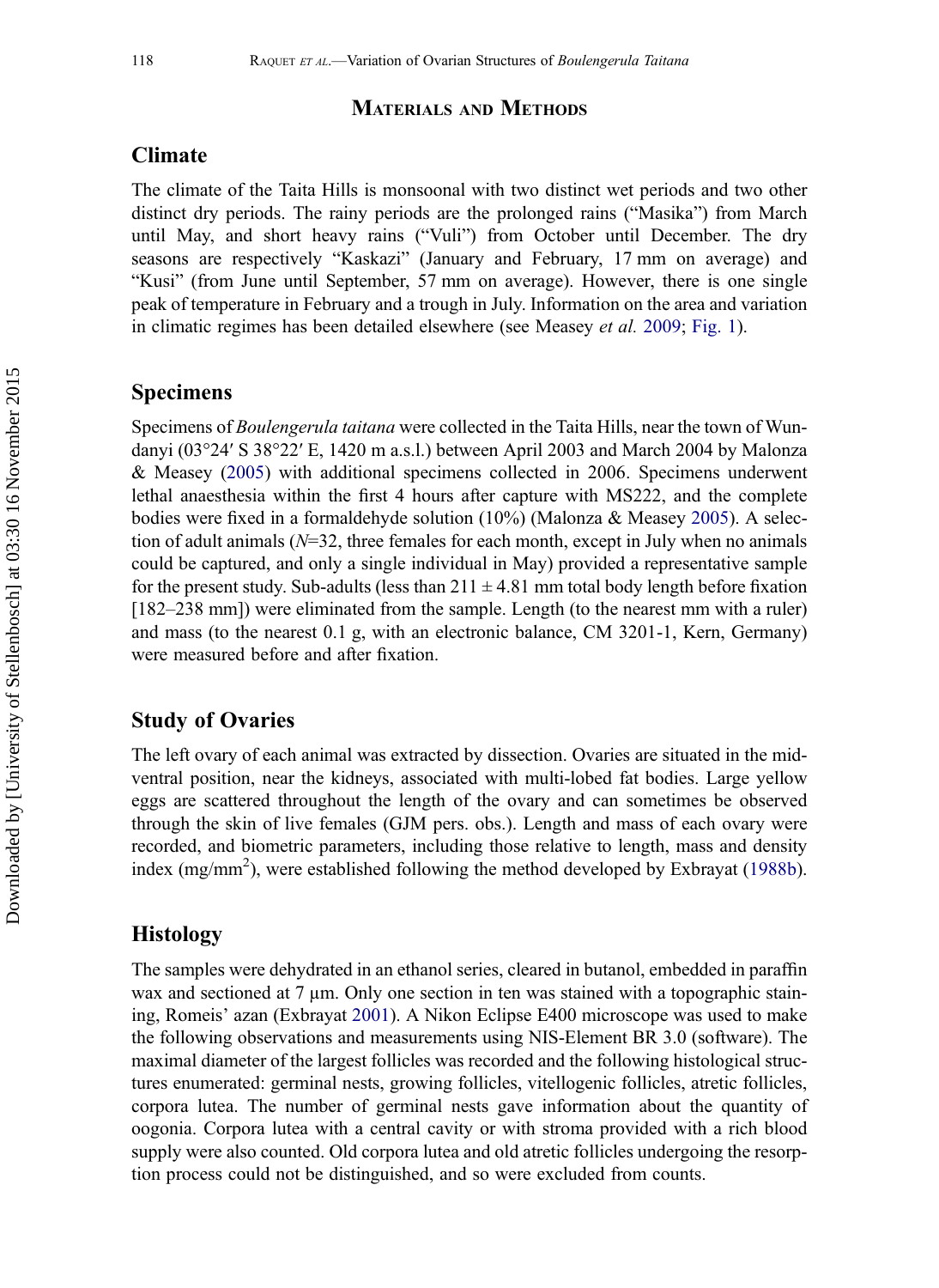## Materials and Methods

### Climate

The climate of the Taita Hills is monsoonal with two distinct wet periods and two other distinct dry periods. The rainy periods are the prolonged rains ("Masika") from March until May, and short heavy rains ("Vuli") from October until December. The dry seasons are respectively "Kaskazi" (January and February, 17 mm on average) and "Kusi" (from June until September, 57 mm on average). However, there is one single peak of temperature in February and a trough in July. Information on the area and variation in climatic regimes has been detailed elsewhere (see Measey *et al.* 2009; Fig. 1).

### Specimens

Specimens of *Boulengerula taitana* were collected in the Taita Hills, near the town of Wundanyi (03°24′ S 38°22′ E, 1420 m a.s.l.) between April 2003 and March 2004 by Malonza & Measey (2005) with additional specimens collected in 2006. Specimens underwent lethal anaesthesia within the first 4 hours after capture with MS222, and the complete bodies were fixed in a formaldehyde solution (10%) (Malonza & Measey 2005). A selection of adult animals ($N$=32, three females for each month, except in July when no animals could be captured, and only a single individual in May) provided a representative sample for the present study. Sub-adults (less than 211 ± 4.81 mm total body length before fixation [182–238 mm]) were eliminated from the sample. Length (to the nearest mm with a ruler) and mass (to the nearest 0.1 g, with an electronic balance, CM 3201-1, Kern, Germany) were measured before and after fixation.

### Study of Ovaries

The left ovary of each animal was extracted by dissection. Ovaries are situated in the mid-ventral position, near the kidneys, associated with multi-lobed fat bodies. Large yellow eggs are scattered throughout the length of the ovary and can sometimes be observed through the skin of live females (GJM pers. obs.). Length and mass of each ovary were recorded, and biometric parameters, including those relative to length, mass and density index (mg/mm$^2$), were established following the method developed by Exbrayat (1988b).

### Histology

The samples were dehydrated in an ethanol series, cleared in butanol, embedded in paraffin wax and sectioned at 7 µm. Only one section in ten was stained with a topographic staining, Romeis' azan (Exbrayat 2001). A Nikon Eclipse E400 microscope was used to make the following observations and measurements using NIS-Element BR 3.0 (software). The maximal diameter of the largest follicles was recorded and the following histological structures enumerated: germinal nests, growing follicles, vitellogenic follicles, atretic follicles, corpora lutea. The number of germinal nests gave information about the quantity of oogonia. Corpora lutea with a central cavity or with stroma provided with a rich blood supply were also counted. Old corpora lutea and old atretic follicles undergoing the resorption process could not be distinguished, and so were excluded from counts.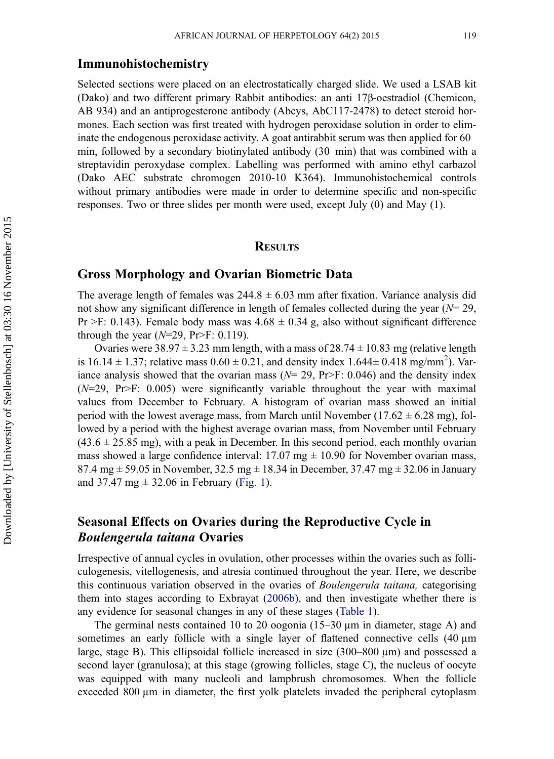## Immunohistochemistry

Selected sections were placed on an electrostatically charged slide. We used a LSAB kit (Dako) and two different primary Rabbit antibodies: an anti 17β-oestradiol (Chemicon, AB 934) and an antiprogesterone antibody (Abcys, AbC117-2478) to detect steroid hormones. Each section was first treated with hydrogen peroxidase solution in order to eliminate the endogenous peroxidase activity. A goat antirabbit serum was then applied for 60 min, followed by a secondary biotinylated antibody (30 min) that was combined with a streptavidin peroxydase complex. Labelling was performed with amino ethyl carbazol (Dako AEC substrate chromogen 2010-10 K364). Immunohistochemical controls without primary antibodies were made in order to determine specific and non-specific responses. Two or three slides per month were used, except July (0) and May (1).

# Results

## Gross Morphology and Ovarian Biometric Data

The average length of females was 244.8 ± 6.03 mm after fixation. Variance analysis did not show any significant difference in length of females collected during the year ($N$= 29, Pr >F: 0.143). Female body mass was 4.68 ± 0.34 g, also without significant difference through the year ($N$=29, Pr>F: 0.119).

Ovaries were 38.97 ± 3.23 mm length, with a mass of 28.74 ± 10.83 mg (relative length is 16.14 ± 1.37; relative mass 0.60 ± 0.21, and density index 1.644± 0.418 mg/mm$^2$). Variance analysis showed that the ovarian mass ($N$= 29, Pr>F: 0.046) and the density index ($N$=29, Pr>F: 0.005) were significantly variable throughout the year with maximal values from December to February. A histogram of ovarian mass showed an initial period with the lowest average mass, from March until November (17.62 ± 6.28 mg), followed by a period with the highest average ovarian mass, from November until February (43.6 ± 25.85 mg), with a peak in December. In this second period, each monthly ovarian mass showed a large confidence interval: 17.07 mg ± 10.90 for November ovarian mass, 87.4 mg ± 59.05 in November, 32.5 mg ± 18.34 in December, 37.47 mg ± 32.06 in January and 37.47 mg ± 32.06 in February (Fig. 1).

## Seasonal Effects on Ovaries during the Reproductive Cycle in *Boulengerula taitana* Ovaries

Irrespective of annual cycles in ovulation, other processes within the ovaries such as folliculogenesis, vitellogenesis, and atresia continued throughout the year. Here, we describe this continuous variation observed in the ovaries of *Boulengerula taitana,* categorising them into stages according to Exbrayat (2006b), and then investigate whether there is any evidence for seasonal changes in any of these stages (Table 1).

The germinal nests contained 10 to 20 oogonia (15–30 µm in diameter, stage A) and sometimes an early follicle with a single layer of flattened connective cells (40 µm large, stage B). This ellipsoidal follicle increased in size (300–800 µm) and possessed a second layer (granulosa); at this stage (growing follicles, stage C), the nucleus of oocyte was equipped with many nucleoli and lampbrush chromosomes. When the follicle exceeded 800 µm in diameter, the first yolk platelets invaded the peripheral cytoplasm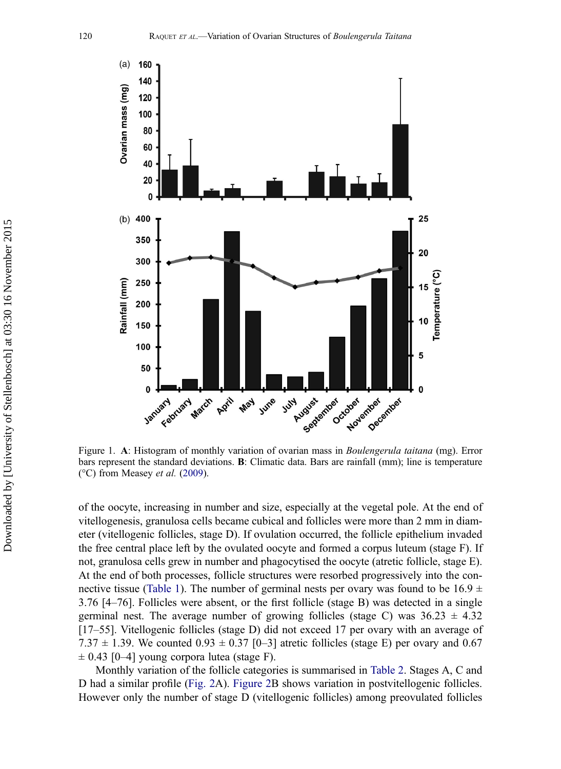Figure 1. **A**: Histogram of monthly variation of ovarian mass in *Boulengerula taitana* (mg). Error bars represent the standard deviations. **B**: Climatic data. Bars are rainfall (mm); line is temperature (°C) from Measey *et al.* (2009).

of the oocyte, increasing in number and size, especially at the vegetal pole. At the end of vitellogenesis, granulosa cells became cubical and follicles were more than 2 mm in diameter (vitellogenic follicles, stage D). If ovulation occurred, the follicle epithelium invaded the free central place left by the ovulated oocyte and formed a corpus luteum (stage F). If not, granulosa cells grew in number and phagocytised the oocyte (atretic follicle, stage E). At the end of both processes, follicle structures were resorbed progressively into the connective tissue (Table 1). The number of germinal nests per ovary was found to be 16.9 ± 3.76 [4–76]. Follicles were absent, or the first follicle (stage B) was detected in a single germinal nest. The average number of growing follicles (stage C) was 36.23 ± 4.32 [17–55]. Vitellogenic follicles (stage D) did not exceed 17 per ovary with an average of 7.37 ± 1.39. We counted 0.93 ± 0.37 [0–3] atretic follicles (stage E) per ovary and 0.67 ± 0.43 [0–4] young corpora lutea (stage F).

Monthly variation of the follicle categories is summarised in Table 2. Stages A, C and D had a similar profile (Fig. 2A). Figure 2B shows variation in postvitellogenic follicles. However only the number of stage D (vitellogenic follicles) among preovulated follicles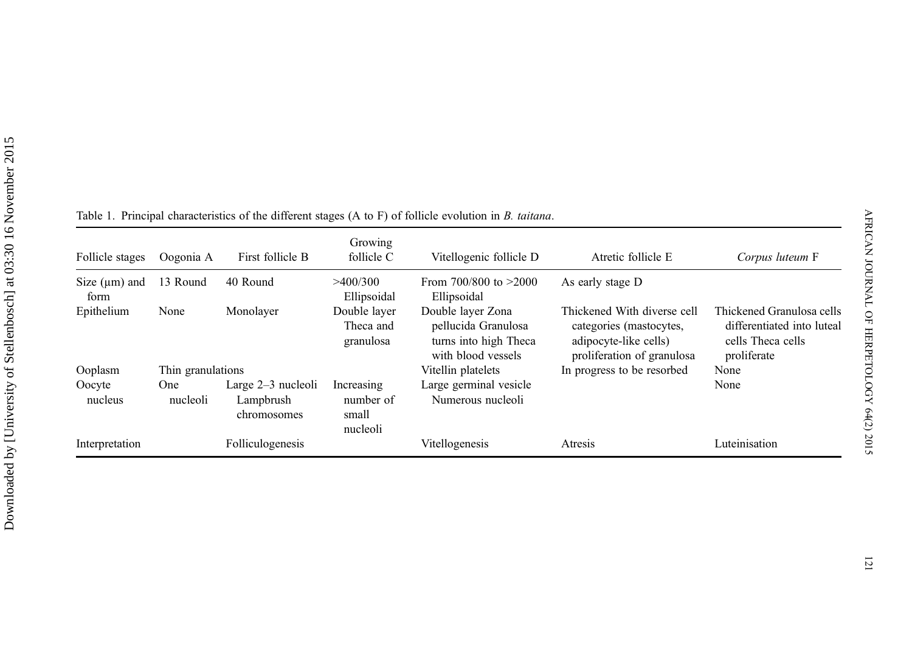Table 1. Principal characteristics of the different stages (A to F) of follicle evolution in *B. taitana*.

| Follicle stages | Oogonia A | First follicle B | Growing follicle C | Vitellogenic follicle D | Atretic follicle E | *Corpus luteum* F |
|---|---|---|---|---|---|---|
| Size (μm) and form | 13 Round | 40 Round | >400/300 Ellipsoidal | From 700/800 to >2000 Ellipsoidal | As early stage D | |
| Epithelium | None | Monolayer | Double layer Theca and granulosa | Double layer Zona pellucida Granulosa turns into high Theca with blood vessels | Thickened With diverse cell categories (mastocytes, adipocyte-like cells) proliferation of granulosa | Thickened Granulosa cells differentiated into luteal cells Theca cells proliferate |
| Ooplasm | Thin granulations | | | Vitellin platelets | In progress to be resorbed | None |
| Oocyte nucleus | One nucleoli | Large 2–3 nucleoli Lampbrush chromosomes | Increasing number of small nucleoli | Large germinal vesicle Numerous nucleoli | | None |
| Interpretation | | Folliculogenesis | | Vitellogenesis | Atresis | Luteinisation |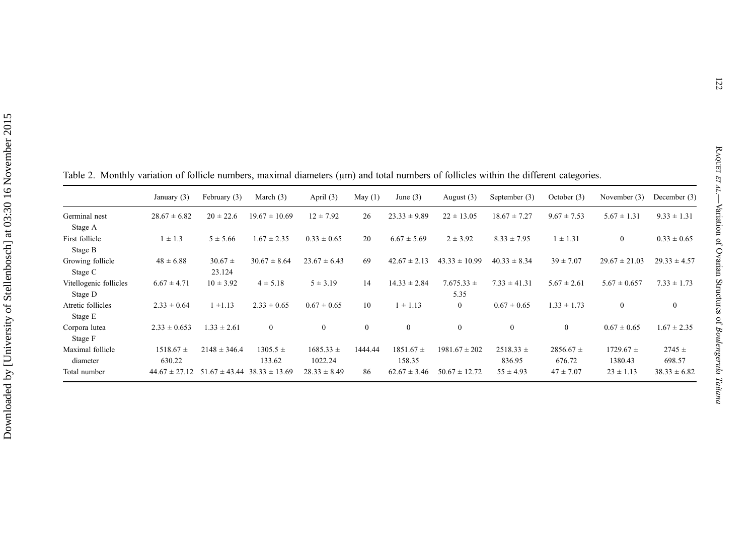Table 2. Monthly variation of follicle numbers, maximal diameters (µm) and total numbers of follicles within the different categories.

| | January (3) | February (3) | March (3) | April (3) | May (1) | June (3) | August (3) | September (3) | October (3) | November (3) | December (3) |
|---|---|---|---|---|---|---|---|---|---|---|---|
| Germinal nest Stage A | 28.67 ± 6.82 | 20 ± 22.6 | 19.67 ± 10.69 | 12 ± 7.92 | 26 | 23.33 ± 9.89 | 22 ± 13.05 | 18.67 ± 7.27 | 9.67 ± 7.53 | 5.67 ± 1.31 | 9.33 ± 1.31 |
| First follicle Stage B | 1 ± 1.3 | 5 ± 5.66 | 1.67 ± 2.35 | 0.33 ± 0.65 | 20 | 6.67 ± 5.69 | 2 ± 3.92 | 8.33 ± 7.95 | 1 ± 1.31 | 0 | 0.33 ± 0.65 |
| Growing follicle Stage C | 48 ± 6.88 | 30.67 ± 23.124 | 30.67 ± 8.64 | 23.67 ± 6.43 | 69 | 42.67 ± 2.13 | 43.33 ± 10.99 | 40.33 ± 8.34 | 39 ± 7.07 | 29.67 ± 21.03 | 29.33 ± 4.57 |
| Vitellogenic follicles Stage D | 6.67 ± 4.71 | 10 ± 3.92 | 4 ± 5.18 | 5 ± 3.19 | 14 | 14.33 ± 2.84 | 7.675.33 ± 5.35 | 7.33 ± 41.31 | 5.67 ± 2.61 | 5.67 ± 0.657 | 7.33 ± 1.73 |
| Atretic follicles Stage E | 2.33 ± 0.64 | 1 ±1.13 | 2.33 ± 0.65 | 0.67 ± 0.65 | 10 | 1 ± 1.13 | 0 | 0.67 ± 0.65 | 1.33 ± 1.73 | 0 | 0 |
| Corpora lutea Stage F | 2.33 ± 0.653 | 1.33 ± 2.61 | 0 | 0 | 0 | 0 | 0 | 0 | 0 | 0.67 ± 0.65 | 1.67 ± 2.35 |
| Maximal follicle diameter | 1518.67 ± 630.22 | 2148 ± 346.4 | 1305.5 ± 133.62 | 1685.33 ± 1022.24 | 1444.44 | 1851.67 ± 158.35 | 1981.67 ± 202 | 2518.33 ± 836.95 | 2856.67 ± 676.72 | 1729.67 ± 1380.43 | 2745 ± 698.57 |
| Total number | 44.67 ± 27.12 | 51.67 ± 43.44 | 38.33 ± 13.69 | 28.33 ± 8.49 | 86 | 62.67 ± 3.46 | 50.67 ± 12.72 | 55 ± 4.93 | 47 ± 7.07 | 23 ± 1.13 | 38.33 ± 6.82 |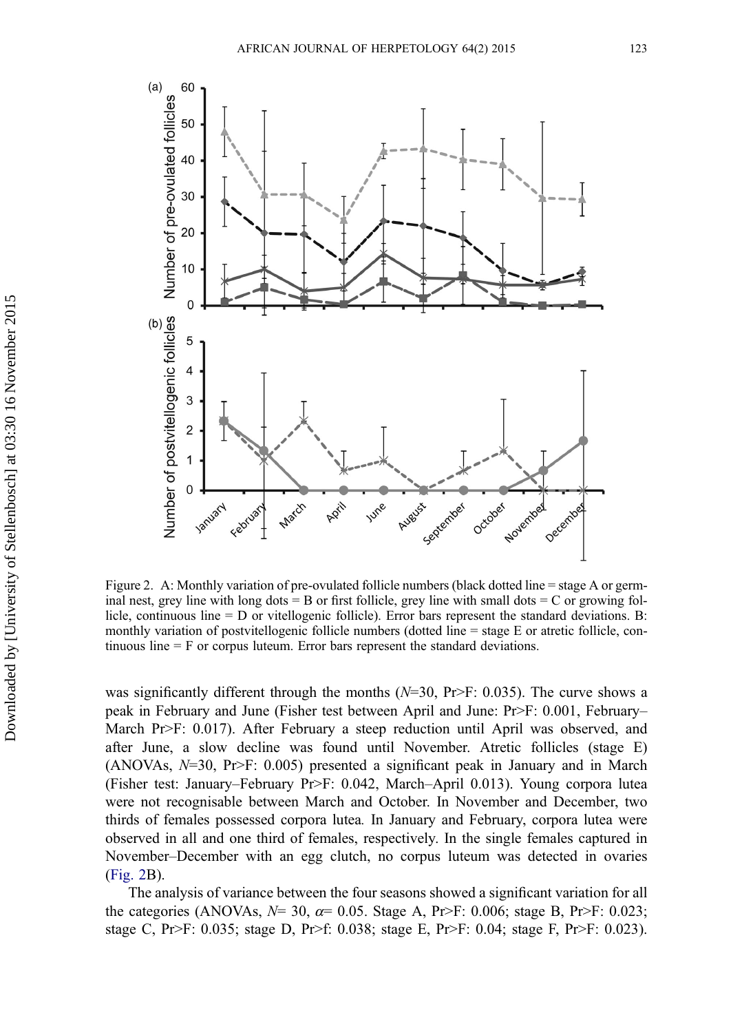Figure 2. A: Monthly variation of pre-ovulated follicle numbers (black dotted line = stage A or germinal nest, grey line with long dots = B or first follicle, grey line with small dots = C or growing follicle, continuous line = D or vitellogenic follicle). Error bars represent the standard deviations. B: monthly variation of postvitellogenic follicle numbers (dotted line = stage E or atretic follicle, continuous line = F or corpus luteum. Error bars represent the standard deviations.

was significantly different through the months (*N*=30, Pr>F: 0.035). The curve shows a peak in February and June (Fisher test between April and June: Pr>F: 0.001, February–March Pr>F: 0.017). After February a steep reduction until April was observed, and after June, a slow decline was found until November. Atretic follicles (stage E) (ANOVAs, *N*=30, Pr>F: 0.005) presented a significant peak in January and in March (Fisher test: January–February Pr>F: 0.042, March–April 0.013). Young corpora lutea were not recognisable between March and October. In November and December, two thirds of females possessed corpora lutea. In January and February, corpora lutea were observed in all and one third of females, respectively. In the single females captured in November–December with an egg clutch, no corpus luteum was detected in ovaries (Fig. 2B).

The analysis of variance between the four seasons showed a significant variation for all the categories (ANOVAs, *N*= 30, $\alpha$= 0.05. Stage A, Pr>F: 0.006; stage B, Pr>F: 0.023; stage C, Pr>F: 0.035; stage D, Pr>f: 0.038; stage E, Pr>F: 0.04; stage F, Pr>F: 0.023).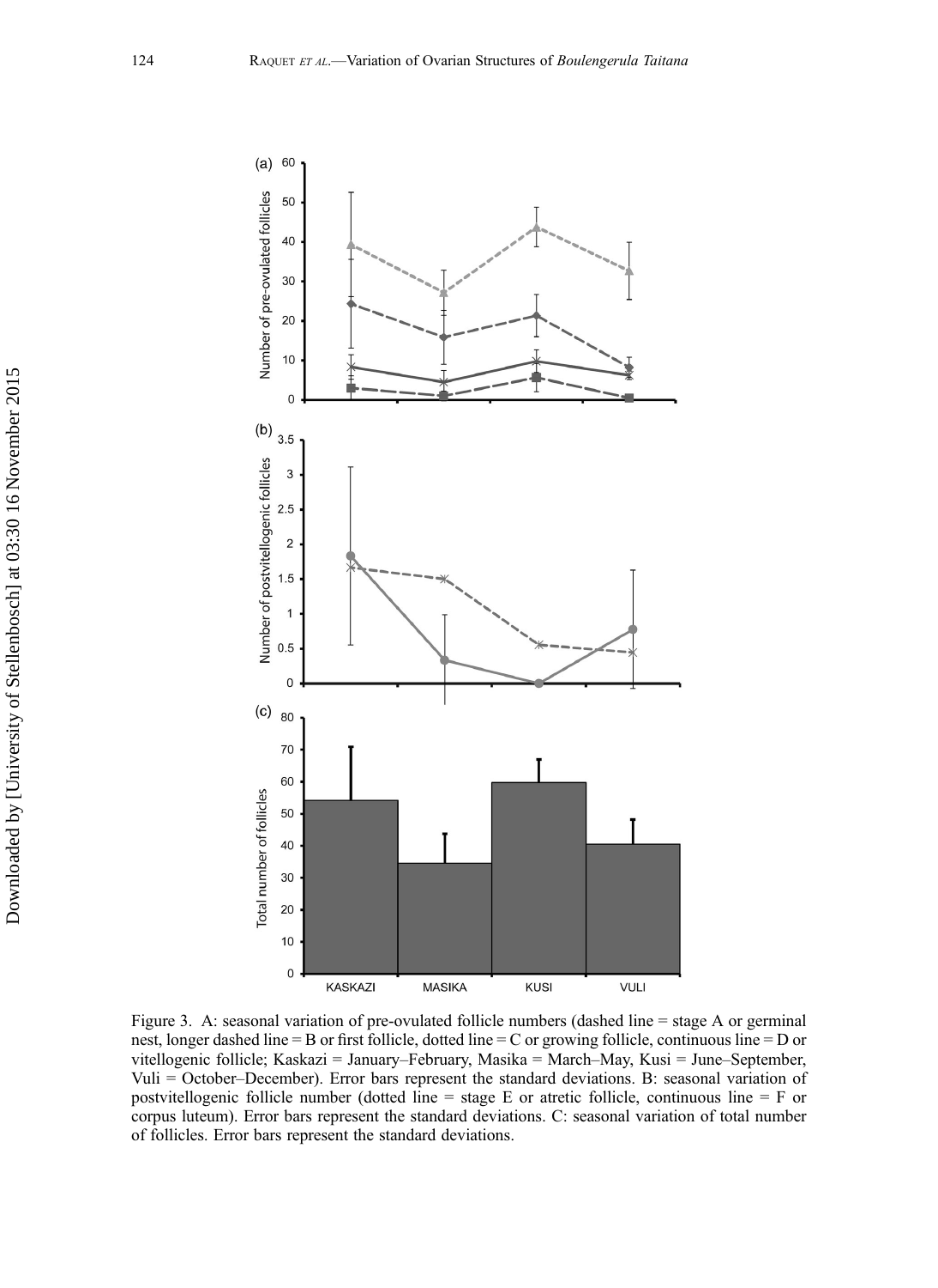Figure 3. A: seasonal variation of pre-ovulated follicle numbers (dashed line = stage A or germinal nest, longer dashed line = B or first follicle, dotted line = C or growing follicle, continuous line = D or vitellogenic follicle; Kaskazi = January–February, Masika = March–May, Kusi = June–September, Vuli = October–December). Error bars represent the standard deviations. B: seasonal variation of postvitellogenic follicle number (dotted line = stage E or atretic follicle, continuous line = F or corpus luteum). Error bars represent the standard deviations. C: seasonal variation of total number of follicles. Error bars represent the standard deviations.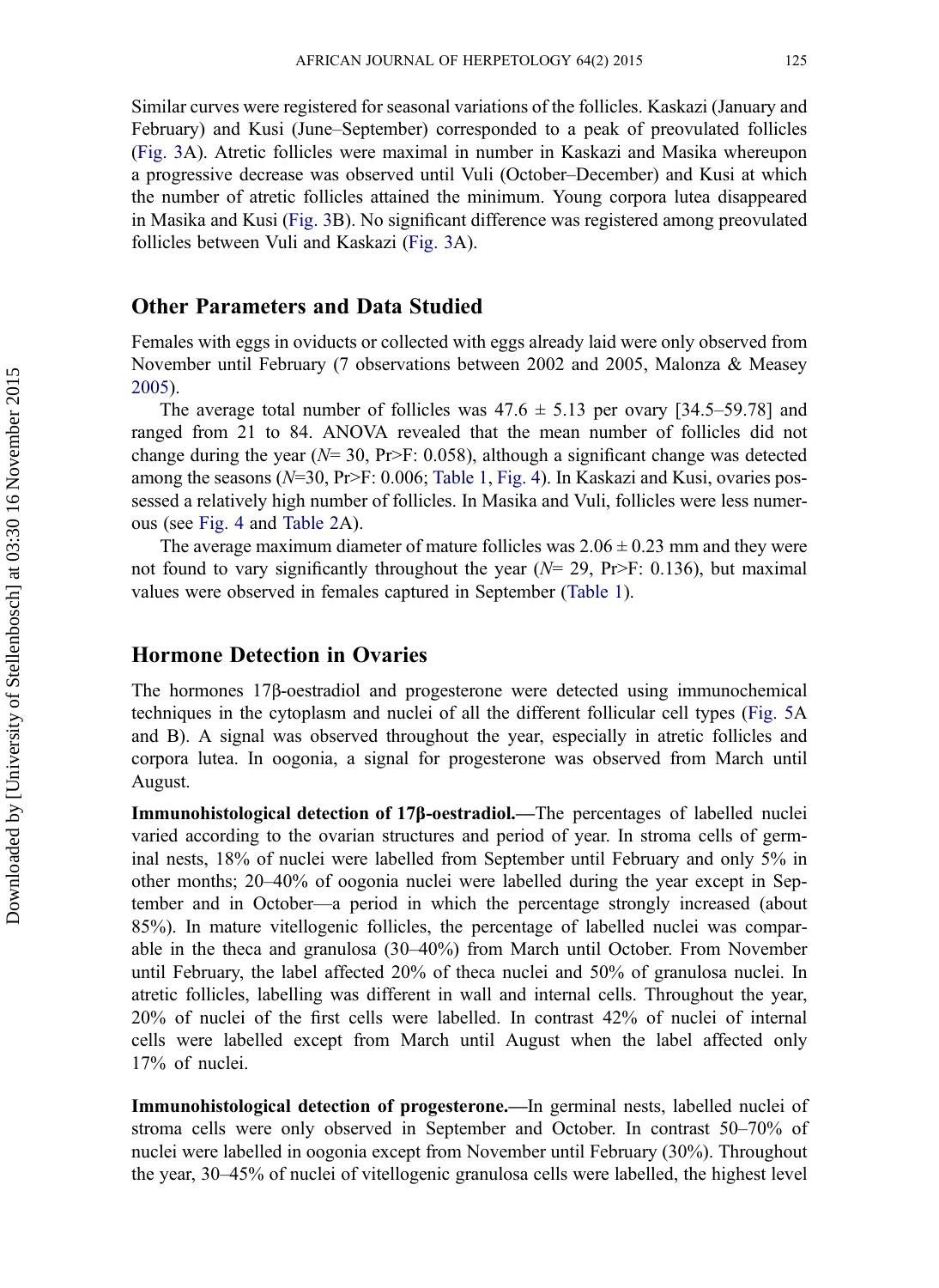Similar curves were registered for seasonal variations of the follicles. Kaskazi (January and February) and Kusi (June–September) corresponded to a peak of preovulated follicles (Fig. 3A). Atretic follicles were maximal in number in Kaskazi and Masika whereupon a progressive decrease was observed until Vuli (October–December) and Kusi at which the number of atretic follicles attained the minimum. Young corpora lutea disappeared in Masika and Kusi (Fig. 3B). No significant difference was registered among preovulated follicles between Vuli and Kaskazi (Fig. 3A).

## Other Parameters and Data Studied

Females with eggs in oviducts or collected with eggs already laid were only observed from November until February (7 observations between 2002 and 2005, Malonza & Measey 2005).

The average total number of follicles was 47.6 ± 5.13 per ovary [34.5–59.78] and ranged from 21 to 84. ANOVA revealed that the mean number of follicles did not change during the year (*N*= 30, Pr>F: 0.058), although a significant change was detected among the seasons (*N*=30, Pr>F: 0.006; Table 1, Fig. 4). In Kaskazi and Kusi, ovaries possessed a relatively high number of follicles. In Masika and Vuli, follicles were less numerous (see Fig. 4 and Table 2A).

The average maximum diameter of mature follicles was 2.06 ± 0.23 mm and they were not found to vary significantly throughout the year (*N*= 29, Pr>F: 0.136), but maximal values were observed in females captured in September (Table 1).

## Hormone Detection in Ovaries

The hormones 17β-oestradiol and progesterone were detected using immunochemical techniques in the cytoplasm and nuclei of all the different follicular cell types (Fig. 5A and B). A signal was observed throughout the year, especially in atretic follicles and corpora lutea. In oogonia, a signal for progesterone was observed from March until August.

**Immunohistological detection of 17β-oestradiol.**—The percentages of labelled nuclei varied according to the ovarian structures and period of year. In stroma cells of germinal nests, 18% of nuclei were labelled from September until February and only 5% in other months; 20–40% of oogonia nuclei were labelled during the year except in September and in October—a period in which the percentage strongly increased (about 85%). In mature vitellogenic follicles, the percentage of labelled nuclei was comparable in the theca and granulosa (30–40%) from March until October. From November until February, the label affected 20% of theca nuclei and 50% of granulosa nuclei. In atretic follicles, labelling was different in wall and internal cells. Throughout the year, 20% of nuclei of the first cells were labelled. In contrast 42% of nuclei of internal cells were labelled except from March until August when the label affected only 17% of nuclei.

**Immunohistological detection of progesterone.**—In germinal nests, labelled nuclei of stroma cells were only observed in September and October. In contrast 50–70% of nuclei were labelled in oogonia except from November until February (30%). Throughout the year, 30–45% of nuclei of vitellogenic granulosa cells were labelled, the highest level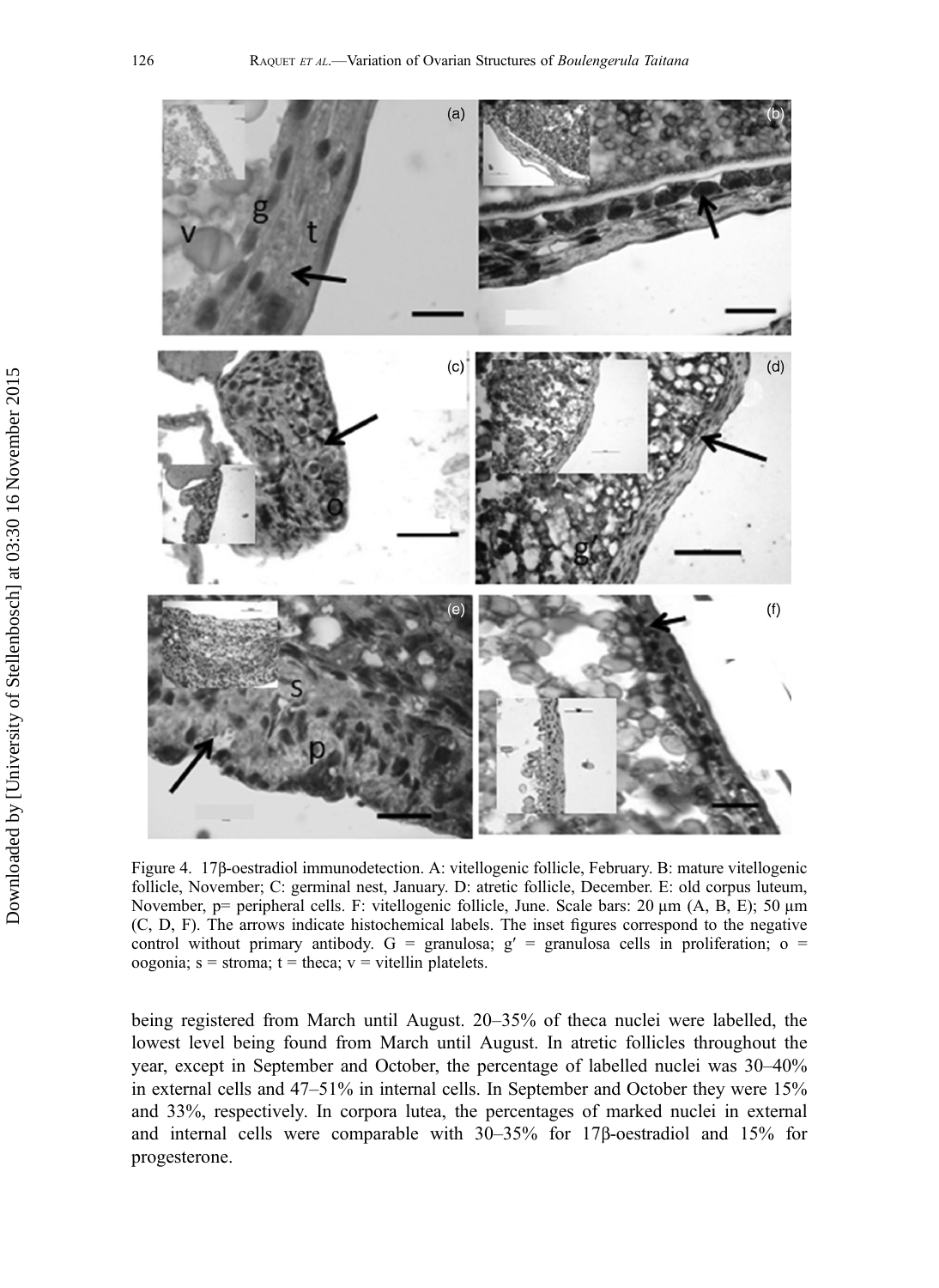Figure 4. 17β-oestradiol immunodetection. A: vitellogenic follicle, February. B: mature vitellogenic follicle, November; C: germinal nest, January. D: atretic follicle, December. E: old corpus luteum, November, p= peripheral cells. F: vitellogenic follicle, June. Scale bars: 20 µm (A, B, E); 50 µm (C, D, F). The arrows indicate histochemical labels. The inset figures correspond to the negative control without primary antibody. G = granulosa; g′ = granulosa cells in proliferation; o = oogonia; s = stroma; t = theca; v = vitellin platelets.

being registered from March until August. 20–35% of theca nuclei were labelled, the lowest level being found from March until August. In atretic follicles throughout the year, except in September and October, the percentage of labelled nuclei was 30–40% in external cells and 47–51% in internal cells. In September and October they were 15% and 33%, respectively. In corpora lutea, the percentages of marked nuclei in external and internal cells were comparable with 30–35% for 17β-oestradiol and 15% for progesterone.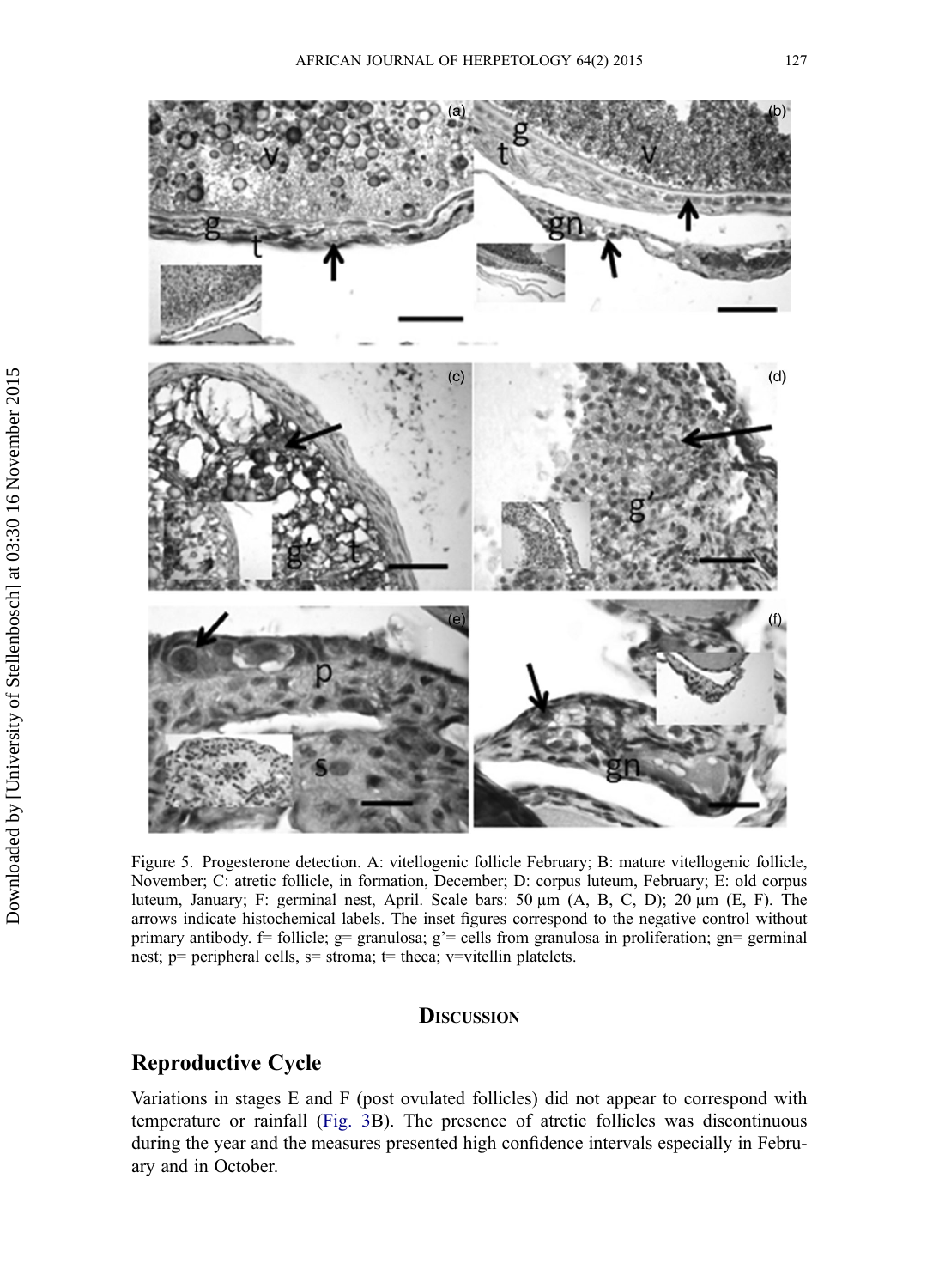Figure 5. Progesterone detection. A: vitellogenic follicle February; B: mature vitellogenic follicle, November; C: atretic follicle, in formation, December; D: corpus luteum, February; E: old corpus luteum, January; F: germinal nest, April. Scale bars: 50 μm (A, B, C, D); 20 μm (E, F). The arrows indicate histochemical labels. The inset figures correspond to the negative control without primary antibody. f= follicle; g= granulosa; g'= cells from granulosa in proliferation; gn= germinal nest; p= peripheral cells, s= stroma; t= theca; v=vitellin platelets.

## Discussion

### Reproductive Cycle

Variations in stages E and F (post ovulated follicles) did not appear to correspond with temperature or rainfall (Fig. 3B). The presence of atretic follicles was discontinuous during the year and the measures presented high confidence intervals especially in February and in October.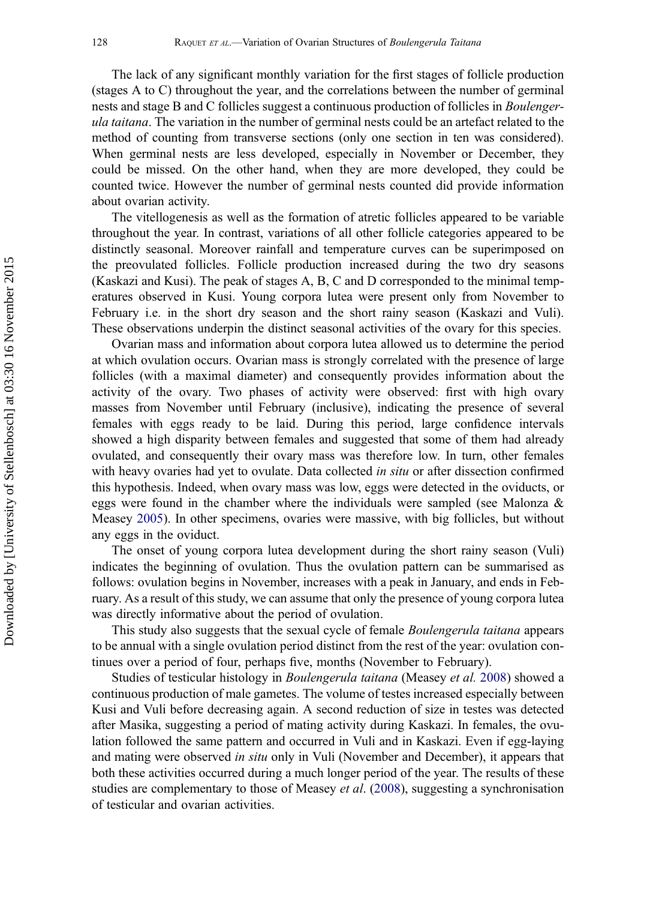The lack of any significant monthly variation for the first stages of follicle production (stages A to C) throughout the year, and the correlations between the number of germinal nests and stage B and C follicles suggest a continuous production of follicles in *Boulengerula taitana*. The variation in the number of germinal nests could be an artefact related to the method of counting from transverse sections (only one section in ten was considered). When germinal nests are less developed, especially in November or December, they could be missed. On the other hand, when they are more developed, they could be counted twice. However the number of germinal nests counted did provide information about ovarian activity.

The vitellogenesis as well as the formation of atretic follicles appeared to be variable throughout the year. In contrast, variations of all other follicle categories appeared to be distinctly seasonal. Moreover rainfall and temperature curves can be superimposed on the preovulated follicles. Follicle production increased during the two dry seasons (Kaskazi and Kusi). The peak of stages A, B, C and D corresponded to the minimal temperatures observed in Kusi. Young corpora lutea were present only from November to February i.e. in the short dry season and the short rainy season (Kaskazi and Vuli). These observations underpin the distinct seasonal activities of the ovary for this species.

Ovarian mass and information about corpora lutea allowed us to determine the period at which ovulation occurs. Ovarian mass is strongly correlated with the presence of large follicles (with a maximal diameter) and consequently provides information about the activity of the ovary. Two phases of activity were observed: first with high ovary masses from November until February (inclusive), indicating the presence of several females with eggs ready to be laid. During this period, large confidence intervals showed a high disparity between females and suggested that some of them had already ovulated, and consequently their ovary mass was therefore low. In turn, other females with heavy ovaries had yet to ovulate. Data collected *in situ* or after dissection confirmed this hypothesis. Indeed, when ovary mass was low, eggs were detected in the oviducts, or eggs were found in the chamber where the individuals were sampled (see Malonza & Measey 2005). In other specimens, ovaries were massive, with big follicles, but without any eggs in the oviduct.

The onset of young corpora lutea development during the short rainy season (Vuli) indicates the beginning of ovulation. Thus the ovulation pattern can be summarised as follows: ovulation begins in November, increases with a peak in January, and ends in February. As a result of this study, we can assume that only the presence of young corpora lutea was directly informative about the period of ovulation.

This study also suggests that the sexual cycle of female *Boulengerula taitana* appears to be annual with a single ovulation period distinct from the rest of the year: ovulation continues over a period of four, perhaps five, months (November to February).

Studies of testicular histology in *Boulengerula taitana* (Measey *et al.* 2008) showed a continuous production of male gametes. The volume of testes increased especially between Kusi and Vuli before decreasing again. A second reduction of size in testes was detected after Masika, suggesting a period of mating activity during Kaskazi. In females, the ovulation followed the same pattern and occurred in Vuli and in Kaskazi. Even if egg-laying and mating were observed *in situ* only in Vuli (November and December), it appears that both these activities occurred during a much longer period of the year. The results of these studies are complementary to those of Measey *et al*. (2008), suggesting a synchronisation of testicular and ovarian activities.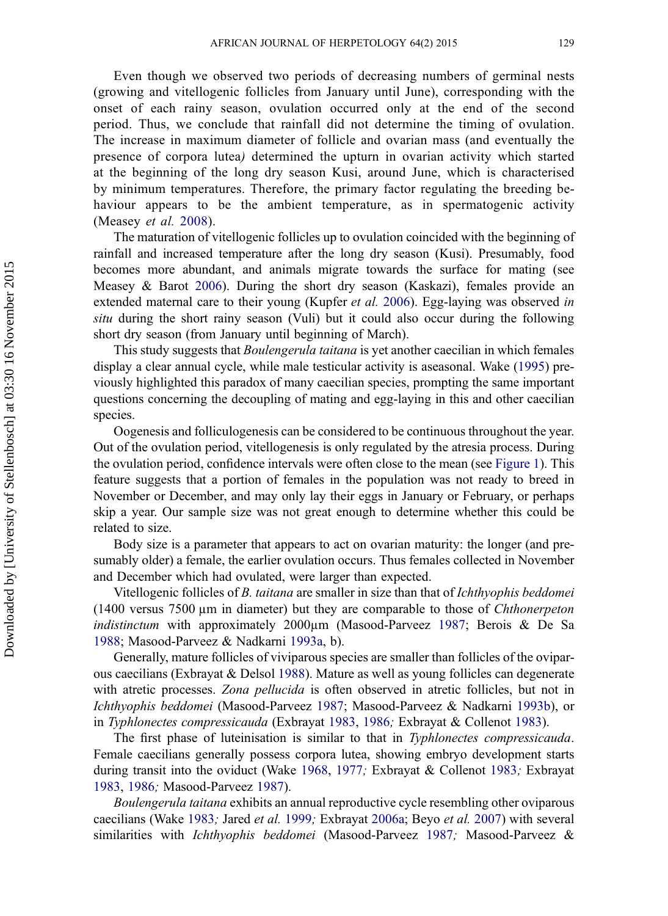Even though we observed two periods of decreasing numbers of germinal nests (growing and vitellogenic follicles from January until June), corresponding with the onset of each rainy season, ovulation occurred only at the end of the second period. Thus, we conclude that rainfall did not determine the timing of ovulation. The increase in maximum diameter of follicle and ovarian mass (and eventually the presence of corpora lutea*)* determined the upturn in ovarian activity which started at the beginning of the long dry season Kusi, around June, which is characterised by minimum temperatures. Therefore, the primary factor regulating the breeding behaviour appears to be the ambient temperature, as in spermatogenic activity (Measey *et al.* 2008).

The maturation of vitellogenic follicles up to ovulation coincided with the beginning of rainfall and increased temperature after the long dry season (Kusi). Presumably, food becomes more abundant, and animals migrate towards the surface for mating (see Measey & Barot 2006). During the short dry season (Kaskazi), females provide an extended maternal care to their young (Kupfer *et al.* 2006). Egg-laying was observed *in situ* during the short rainy season (Vuli) but it could also occur during the following short dry season (from January until beginning of March).

This study suggests that *Boulengerula taitana* is yet another caecilian in which females display a clear annual cycle, while male testicular activity is aseasonal. Wake (1995) previously highlighted this paradox of many caecilian species, prompting the same important questions concerning the decoupling of mating and egg-laying in this and other caecilian species.

Oogenesis and folliculogenesis can be considered to be continuous throughout the year. Out of the ovulation period, vitellogenesis is only regulated by the atresia process. During the ovulation period, confidence intervals were often close to the mean (see Figure 1). This feature suggests that a portion of females in the population was not ready to breed in November or December, and may only lay their eggs in January or February, or perhaps skip a year. Our sample size was not great enough to determine whether this could be related to size.

Body size is a parameter that appears to act on ovarian maturity: the longer (and presumably older) a female, the earlier ovulation occurs. Thus females collected in November and December which had ovulated, were larger than expected.

Vitellogenic follicles of *B. taitana* are smaller in size than that of *Ichthyophis beddomei* (1400 versus 7500 µm in diameter) but they are comparable to those of *Chthonerpeton indistinctum* with approximately 2000µm (Masood-Parveez 1987; Berois & De Sa 1988; Masood-Parveez & Nadkarni 1993a, b).

Generally, mature follicles of viviparous species are smaller than follicles of the oviparous caecilians (Exbrayat & Delsol 1988). Mature as well as young follicles can degenerate with atretic processes. *Zona pellucida* is often observed in atretic follicles, but not in *Ichthyophis beddomei* (Masood-Parveez 1987; Masood-Parveez & Nadkarni 1993b), or in *Typhlonectes compressicauda* (Exbrayat 1983, 1986*;* Exbrayat & Collenot 1983).

The first phase of luteinisation is similar to that in *Typhlonectes compressicauda*. Female caecilians generally possess corpora lutea, showing embryo development starts during transit into the oviduct (Wake 1968, 1977*;* Exbrayat & Collenot 1983*;* Exbrayat 1983, 1986*;* Masood-Parveez 1987).

*Boulengerula taitana* exhibits an annual reproductive cycle resembling other oviparous caecilians (Wake 1983*;* Jared *et al.* 1999*;* Exbrayat 2006a; Beyo *et al.* 2007) with several similarities with *Ichthyophis beddomei* (Masood-Parveez 1987*;* Masood-Parveez &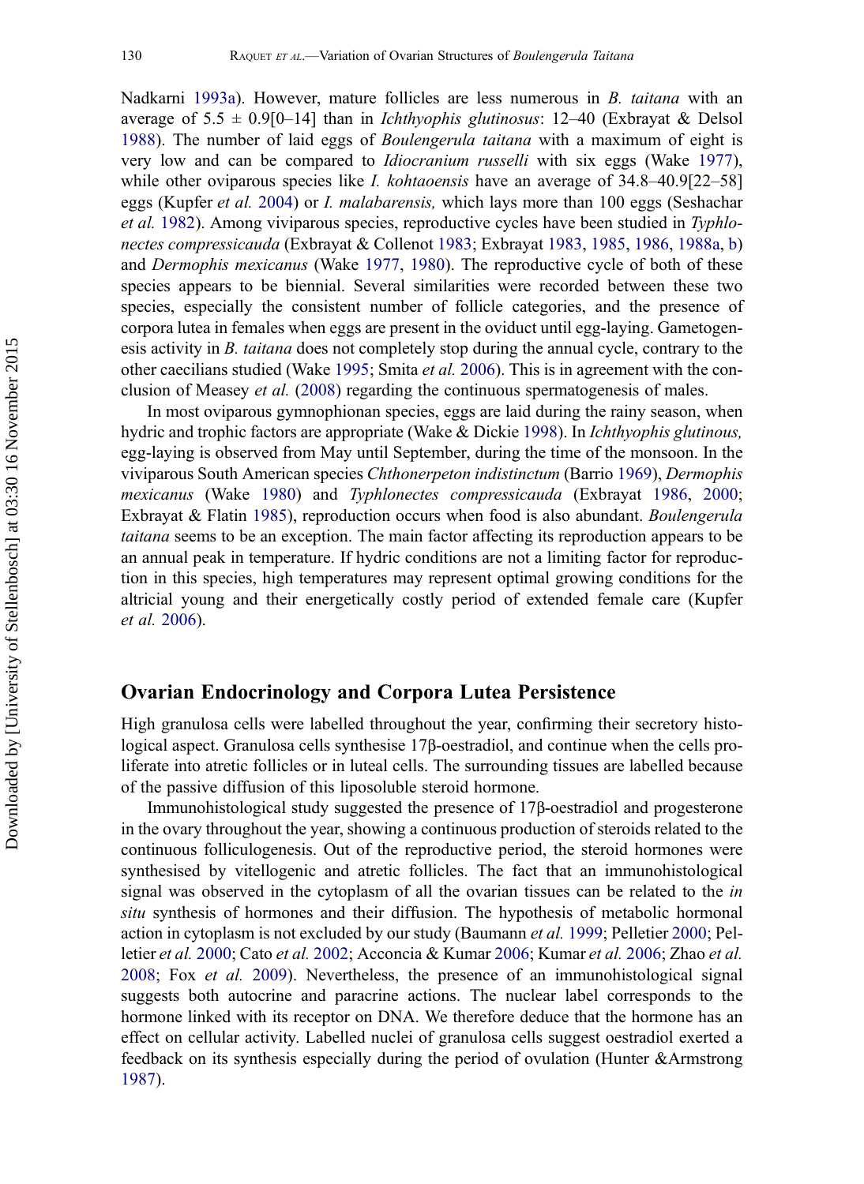Nadkarni 1993a). However, mature follicles are less numerous in *B. taitana* with an average of 5.5 ± 0.9[0–14] than in *Ichthyophis glutinosus*: 12–40 (Exbrayat & Delsol 1988). The number of laid eggs of *Boulengerula taitana* with a maximum of eight is very low and can be compared to *Idiocranium russelli* with six eggs (Wake 1977), while other oviparous species like *I. kohtaoensis* have an average of 34.8–40.9[22–58] eggs (Kupfer *et al.* 2004) or *I. malabarensis,* which lays more than 100 eggs (Seshachar *et al.* 1982). Among viviparous species, reproductive cycles have been studied in *Typhlonectes compressicauda* (Exbrayat & Collenot 1983; Exbrayat 1983, 1985, 1986, 1988a, b) and *Dermophis mexicanus* (Wake 1977, 1980). The reproductive cycle of both of these species appears to be biennial. Several similarities were recorded between these two species, especially the consistent number of follicle categories, and the presence of corpora lutea in females when eggs are present in the oviduct until egg-laying. Gametogenesis activity in *B. taitana* does not completely stop during the annual cycle, contrary to the other caecilians studied (Wake 1995; Smita *et al.* 2006). This is in agreement with the conclusion of Measey *et al.* (2008) regarding the continuous spermatogenesis of males.

In most oviparous gymnophionan species, eggs are laid during the rainy season, when hydric and trophic factors are appropriate (Wake & Dickie 1998). In *Ichthyophis glutinous,* egg-laying is observed from May until September, during the time of the monsoon. In the viviparous South American species *Chthonerpeton indistinctum* (Barrio 1969), *Dermophis mexicanus* (Wake 1980) and *Typhlonectes compressicauda* (Exbrayat 1986, 2000; Exbrayat & Flatin 1985), reproduction occurs when food is also abundant. *Boulengerula taitana* seems to be an exception. The main factor affecting its reproduction appears to be an annual peak in temperature. If hydric conditions are not a limiting factor for reproduction in this species, high temperatures may represent optimal growing conditions for the altricial young and their energetically costly period of extended female care (Kupfer *et al.* 2006).

## Ovarian Endocrinology and Corpora Lutea Persistence

High granulosa cells were labelled throughout the year, confirming their secretory histological aspect. Granulosa cells synthesise 17β-oestradiol, and continue when the cells proliferate into atretic follicles or in luteal cells. The surrounding tissues are labelled because of the passive diffusion of this liposoluble steroid hormone.

Immunohistological study suggested the presence of 17β-oestradiol and progesterone in the ovary throughout the year, showing a continuous production of steroids related to the continuous folliculogenesis. Out of the reproductive period, the steroid hormones were synthesised by vitellogenic and atretic follicles. The fact that an immunohistological signal was observed in the cytoplasm of all the ovarian tissues can be related to the *in situ* synthesis of hormones and their diffusion. The hypothesis of metabolic hormonal action in cytoplasm is not excluded by our study (Baumann *et al.* 1999; Pelletier 2000; Pelletier *et al.* 2000; Cato *et al.* 2002; Acconcia & Kumar 2006; Kumar *et al.* 2006; Zhao *et al.* 2008; Fox *et al.* 2009). Nevertheless, the presence of an immunohistological signal suggests both autocrine and paracrine actions. The nuclear label corresponds to the hormone linked with its receptor on DNA. We therefore deduce that the hormone has an effect on cellular activity. Labelled nuclei of granulosa cells suggest oestradiol exerted a feedback on its synthesis especially during the period of ovulation (Hunter &Armstrong 1987).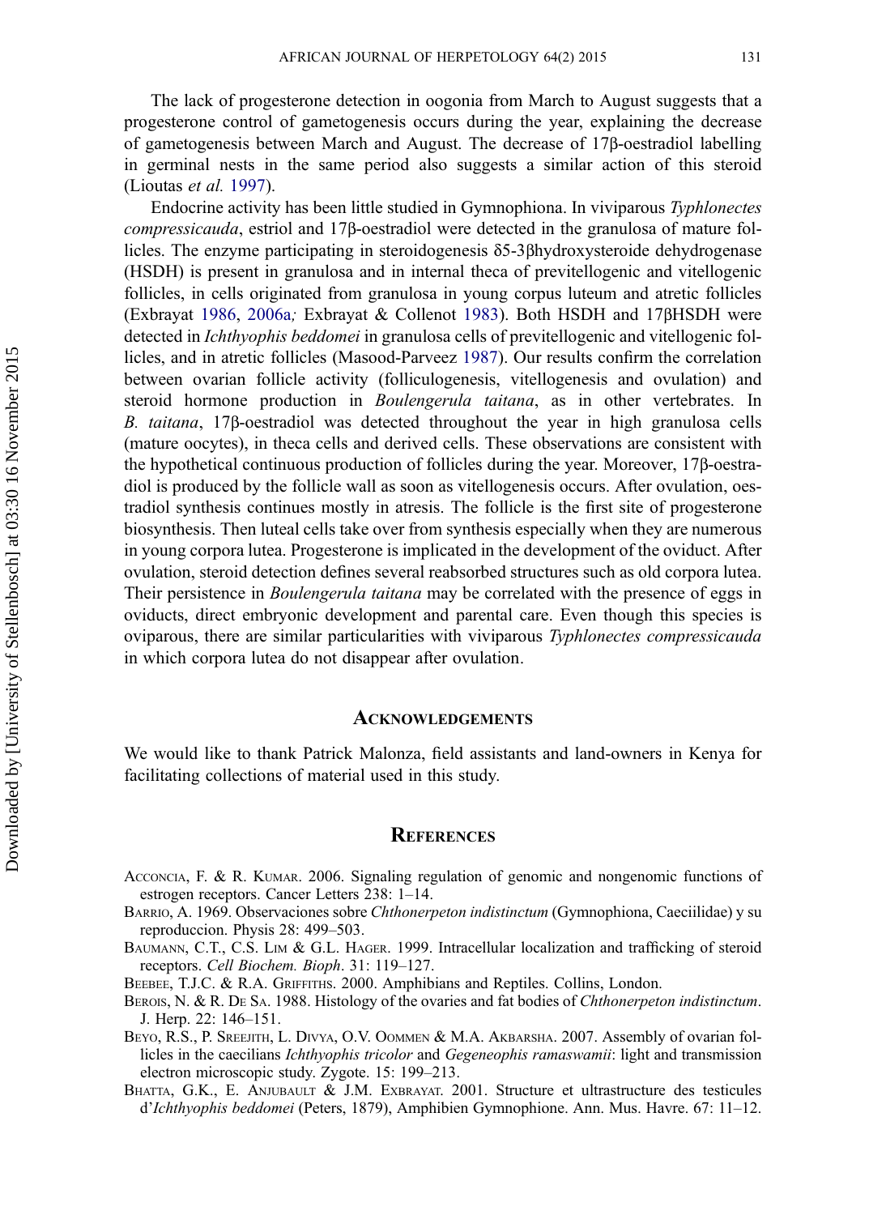The lack of progesterone detection in oogonia from March to August suggests that a progesterone control of gametogenesis occurs during the year, explaining the decrease of gametogenesis between March and August. The decrease of 17β-oestradiol labelling in germinal nests in the same period also suggests a similar action of this steroid (Lioutas *et al.* 1997).

Endocrine activity has been little studied in Gymnophiona. In viviparous *Typhlonectes compressicauda*, estriol and 17β-oestradiol were detected in the granulosa of mature follicles. The enzyme participating in steroidogenesis δ5-3βhydroxysteroide dehydrogenase (HSDH) is present in granulosa and in internal theca of previtellogenic and vitellogenic follicles, in cells originated from granulosa in young corpus luteum and atretic follicles (Exbrayat 1986, 2006a; Exbrayat & Collenot 1983). Both HSDH and 17βHSDH were detected in *Ichthyophis beddomei* in granulosa cells of previtellogenic and vitellogenic follicles, and in atretic follicles (Masood-Parveez 1987). Our results confirm the correlation between ovarian follicle activity (folliculogenesis, vitellogenesis and ovulation) and steroid hormone production in *Boulengerula taitana*, as in other vertebrates. In *B. taitana*, 17β-oestradiol was detected throughout the year in high granulosa cells (mature oocytes), in theca cells and derived cells. These observations are consistent with the hypothetical continuous production of follicles during the year. Moreover, 17β-oestradiol is produced by the follicle wall as soon as vitellogenesis occurs. After ovulation, oestradiol synthesis continues mostly in atresia. The follicle is the first site of progesterone biosynthesis. Then luteal cells take over from synthesis especially when they are numerous in young corpora lutea. Progesterone is implicated in the development of the oviduct. After ovulation, steroid detection defines several reabsorbed structures such as old corpora lutea. Their persistence in *Boulengerula taitana* may be correlated with the presence of eggs in oviducts, direct embryonic development and parental care. Even though this species is oviparous, there are similar particularities with viviparous *Typhlonectes compressicauda* in which corpora lutea do not disappear after ovulation.

## ACKNOWLEDGEMENTS

We would like to thank Patrick Malonza, field assistants and land-owners in Kenya for facilitating collections of material used in this study.

## REFERENCES

ACCONCIA, F. & R. KUMAR. 2006. Signaling regulation of genomic and nongenomic functions of estrogen receptors. Cancer Letters 238: 1–14.

BARRIO, A. 1969. Observaciones sobre *Chthonerpeton indistinctum* (Gymnophiona, Caeciilidae) y su reproduccion. Physis 28: 499–503.

BAUMANN, C.T., C.S. LIM & G.L. HAGER. 1999. Intracellular localization and trafficking of steroid receptors. *Cell Biochem. Bioph*. 31: 119–127.

BEEBEE, T.J.C. & R.A. GRIFFITHS. 2000. Amphibians and Reptiles. Collins, London.

BEROIS, N. & R. DE SA. 1988. Histology of the ovaries and fat bodies of *Chthonerpeton indistinctum*. J. Herp. 22: 146–151.

BEYO, R.S., P. SREEJITH, L. DIVYA, O.V. OOMMEN & M.A. AKBARSHA. 2007. Assembly of ovarian follicles in the caecilians *Ichthyophis tricolor* and *Gegeneophis ramaswamii*: light and transmission electron microscopic study. Zygote. 15: 199–213.

BHATTA, G.K., E. ANJUBAULT & J.M. EXBRAYAT. 2001. Structure et ultrastructure des testicules d'*Ichthyophis beddomei* (Peters, 1879), Amphibien Gymnophione. Ann. Mus. Havre. 67: 11–12.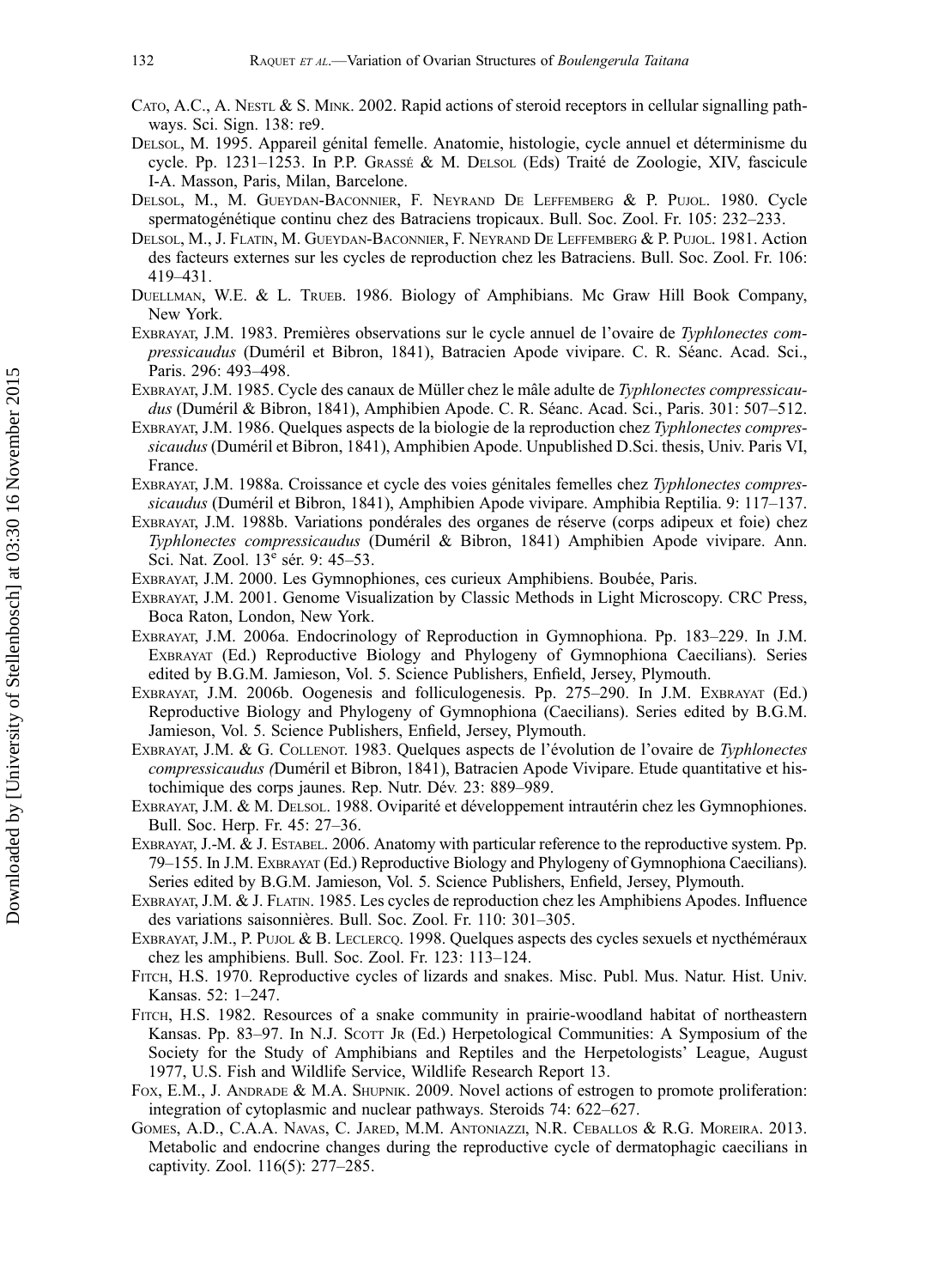Cato, A.C., A. Nestl & S. Mink. 2002. Rapid actions of steroid receptors in cellular signalling pathways. Sci. Sign. 138: re9.

Delsol, M. 1995. Appareil génital femelle. Anatomie, histologie, cycle annuel et déterminisme du cycle. Pp. 1231–1253. In P.P. Grassé & M. Delsol (Eds) Traité de Zoologie, XIV, fascicule I-A. Masson, Paris, Milan, Barcelone.

Delsol, M., M. Gueydan-Baconnier, F. Neyrand De Leffemberg & P. Pujol. 1980. Cycle spermatogénétique continu chez des Batraciens tropicaux. Bull. Soc. Zool. Fr. 105: 232–233.

Delsol, M., J. Flatin, M. Gueydan-Baconnier, F. Neyrand De Leffemberg & P. Pujol. 1981. Action des facteurs externes sur les cycles de reproduction chez les Batraciens. Bull. Soc. Zool. Fr. 106: 419–431.

Duellman, W.E. & L. Trueb. 1986. Biology of Amphibians. Mc Graw Hill Book Company, New York.

Exbrayat, J.M. 1983. Premières observations sur le cycle annuel de l'ovaire de *Typhlonectes compressicaudus* (Duméril et Bibron, 1841), Batracien Apode vivipare. C. R. Séanc. Acad. Sci., Paris. 296: 493–498.

Exbrayat, J.M. 1985. Cycle des canaux de Müller chez le mâle adulte de *Typhlonectes compressicaudus* (Duméril & Bibron, 1841), Amphibien Apode. C. R. Séanc. Acad. Sci., Paris. 301: 507–512.

Exbrayat, J.M. 1986. Quelques aspects de la biologie de la reproduction chez *Typhlonectes compressicaudus* (Duméril et Bibron, 1841), Amphibien Apode. Unpublished D.Sci. thesis, Univ. Paris VI, France.

Exbrayat, J.M. 1988a. Croissance et cycle des voies génitales femelles chez *Typhlonectes compressicaudus* (Duméril et Bibron, 1841), Amphibien Apode vivipare. Amphibia Reptilia. 9: 117–137.

Exbrayat, J.M. 1988b. Variations pondérales des organes de réserve (corps adipeux et foie) chez *Typhlonectes compressicaudus* (Duméril & Bibron, 1841) Amphibien Apode vivipare. Ann. Sci. Nat. Zool. 13e sér. 9: 45–53.

Exbrayat, J.M. 2000. Les Gymnophiones, ces curieux Amphibiens. Boubée, Paris.

Exbrayat, J.M. 2001. Genome Visualization by Classic Methods in Light Microscopy. CRC Press, Boca Raton, London, New York.

Exbrayat, J.M. 2006a. Endocrinology of Reproduction in Gymnophiona. Pp. 183–229. In J.M. Exbrayat (Ed.) Reproductive Biology and Phylogeny of Gymnophiona Caecilians). Series edited by B.G.M. Jamieson, Vol. 5. Science Publishers, Enfield, Jersey, Plymouth.

Exbrayat, J.M. 2006b. Oogenesis and folliculogenesis. Pp. 275–290. In J.M. Exbrayat (Ed.) Reproductive Biology and Phylogeny of Gymnophiona (Caecilians). Series edited by B.G.M. Jamieson, Vol. 5. Science Publishers, Enfield, Jersey, Plymouth.

Exbrayat, J.M. & G. Collenot. 1983. Quelques aspects de l'évolution de l'ovaire de *Typhlonectes compressicaudus (*Duméril et Bibron, 1841), Batracien Apode Vivipare. Etude quantitative et histochimique des corps jaunes. Rep. Nutr. Dév. 23: 889–989.

Exbrayat, J.M. & M. Delsol. 1988. Oviparité et développement intrautérin chez les Gymnophiones. Bull. Soc. Herp. Fr. 45: 27–36.

Exbrayat, J.-M. & J. Estabel. 2006. Anatomy with particular reference to the reproductive system. Pp. 79–155. In J.M. Exbrayat (Ed.) Reproductive Biology and Phylogeny of Gymnophiona Caecilians). Series edited by B.G.M. Jamieson, Vol. 5. Science Publishers, Enfield, Jersey, Plymouth.

Exbrayat, J.M. & J. Flatin. 1985. Les cycles de reproduction chez les Amphibiens Apodes. Influence des variations saisonnières. Bull. Soc. Zool. Fr. 110: 301–305.

Exbrayat, J.M., P. Pujol & B. Leclercq. 1998. Quelques aspects des cycles sexuels et nycthéméraux chez les amphibiens. Bull. Soc. Zool. Fr. 123: 113–124.

Fitch, H.S. 1970. Reproductive cycles of lizards and snakes. Misc. Publ. Mus. Natur. Hist. Univ. Kansas. 52: 1–247.

Fitch, H.S. 1982. Resources of a snake community in prairie-woodland habitat of northeastern Kansas. Pp. 83–97. In N.J. Scott Jr (Ed.) Herpetological Communities: A Symposium of the Society for the Study of Amphibians and Reptiles and the Herpetologists' League, August 1977, U.S. Fish and Wildlife Service, Wildlife Research Report 13.

Fox, E.M., J. Andrade & M.A. Shupnik. 2009. Novel actions of estrogen to promote proliferation: integration of cytoplasmic and nuclear pathways. Steroids 74: 622–627.

Gomes, A.D., C.A.A. Navas, C. Jared, M.M. Antoniazzi, N.R. Ceballos & R.G. Moreira. 2013. Metabolic and endocrine changes during the reproductive cycle of dermatophagic caecilians in captivity. Zool. 116(5): 277–285.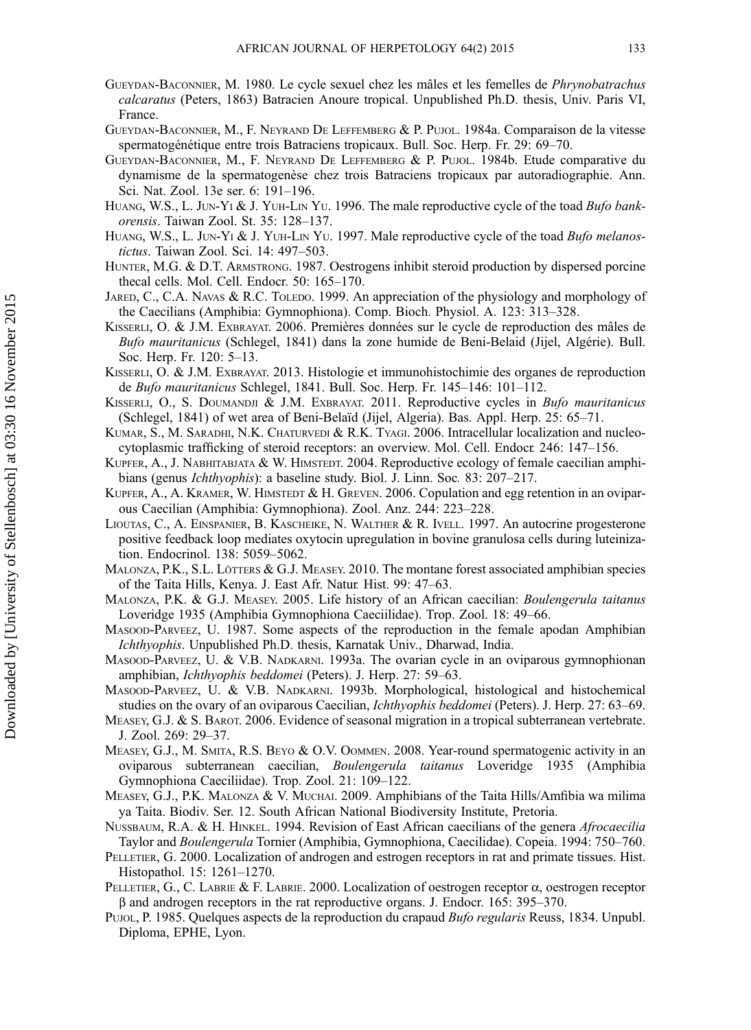Gueydan-Baconnier, M. 1980. Le cycle sexuel chez les mâles et les femelles de *Phrynobatrachus calcaratus* (Peters, 1863) Batracien Anoure tropical. Unpublished Ph.D. thesis, Univ. Paris VI, France.

Gueydan-Baconnier, M., F. Neyrand De Leffemberg & P. Pujol. 1984a. Comparaison de la vitesse spermatogénétique entre trois Batraciens tropicaux. Bull. Soc. Herp. Fr. 29: 69–70.

Gueydan-Baconnier, M., F. Neyrand De Leffemberg & P. Pujol. 1984b. Etude comparative du dynamisme de la spermatogenèse chez trois Batraciens tropicaux par autoradiographie. Ann. Sci. Nat. Zool. 13e ser. 6: 191–196.

Huang, W.S., L. Jun-Yi & J. Yuh-Lin Yu. 1996. The male reproductive cycle of the toad *Bufo bankorensis*. Taiwan Zool. St. 35: 128–137.

Huang, W.S., L. Jun-Yi & J. Yuh-Lin Yu. 1997. Male reproductive cycle of the toad *Bufo melanostictus*. Taiwan Zool. Sci. 14: 497–503.

Hunter, M.G. & D.T. Armstrong. 1987. Oestrogens inhibit steroid production by dispersed porcine thecal cells. Mol. Cell. Endocr. 50: 165–170.

Jared, C., C.A. Navas & R.C. Toledo. 1999. An appreciation of the physiology and morphology of the Caecilians (Amphibia: Gymnophiona). Comp. Bioch. Physiol. A. 123: 313–328.

Kisserli, O. & J.M. Exbrayat. 2006. Premières données sur le cycle de reproduction des mâles de *Bufo mauritanicus* (Schlegel, 1841) dans la zone humide de Beni-Belaid (Jijel, Algérie). Bull. Soc. Herp. Fr. 120: 5–13.

Kisserli, O. & J.M. Exbrayat. 2013. Histologie et immunohistochimie des organes de reproduction de *Bufo mauritanicus* Schlegel, 1841. Bull. Soc. Herp. Fr. 145–146: 101–112.

Kisserli, O., S. Doumandji & J.M. Exbrayat. 2011. Reproductive cycles in *Bufo mauritanicus* (Schlegel, 1841) of wet area of Beni-Belaïd (Jijel, Algeria). Bas. Appl. Herp. 25: 65–71.

Kumar, S., M. Saradhi, N.K. Chaturvedi & R.K. Tyagi. 2006. Intracellular localization and nucleocytoplasmic trafficking of steroid receptors: an overview. Mol. Cell. Endocr. 246: 147–156.

Kupfer, A., J. Nabhitabjata & W. Himstedt. 2004. Reproductive ecology of female caecilian amphibians (genus *Ichthyophis*): a baseline study. Biol. J. Linn. Soc. 83: 207–217.

Kupfer, A., A. Kramer, W. Himstedt & H. Greven. 2006. Copulation and egg retention in an oviparous Caecilian (Amphibia: Gymnophiona). Zool. Anz. 244: 223–228.

Lioutas, C., A. Einspanier, B. Kascheike, N. Walther & R. Ivell. 1997. An autocrine progesterone positive feedback loop mediates oxytocin upregulation in bovine granulosa cells during luteinization. Endocrinol. 138: 5059–5062.

Malonza, P.K., S.L. Lötters & G.J. Measey. 2010. The montane forest associated amphibian species of the Taita Hills, Kenya. J. East Afr. Natur. Hist. 99: 47–63.

Malonza, P.K. & G.J. Measey. 2005. Life history of an African caecilian: *Boulengerula taitanus* Loveridge 1935 (Amphibia Gymnophiona Caeciilidae). Trop. Zool. 18: 49–66.

Masood-Parveez, U. 1987. Some aspects of the reproduction in the female apodan Amphibian *Ichthyophis*. Unpublished Ph.D. thesis, Karnatak Univ., Dharwad, India.

Masood-Parveez, U. & V.B. Nadkarni. 1993a. The ovarian cycle in an oviparous gymnophionan amphibian, *Ichthyophis beddomei* (Peters). J. Herp. 27: 59–63.

Masood-Parveez, U. & V.B. Nadkarni. 1993b. Morphological, histological and histochemical studies on the ovary of an oviparous Caecilian, *Ichthyophis beddomei* (Peters). J. Herp. 27: 63–69.

Measey, G.J. & S. Barot. 2006. Evidence of seasonal migration in a tropical subterranean vertebrate. J. Zool. 269: 29–37.

Measey, G.J., M. Smita, R.S. Beyo & O.V. Oommen. 2008. Year-round spermatogenic activity in an oviparous subterranean caecilian, *Boulengerula taitanus* Loveridge 1935 (Amphibia Gymnophiona Caeciliidae). Trop. Zool. 21: 109–122.

Measey, G.J., P.K. Malonza & V. Muchai. 2009. Amphibians of the Taita Hills/Amfibia wa milima ya Taita. Biodiv. Ser. 12. South African National Biodiversity Institute, Pretoria.

Nussbaum, R.A. & H. Hinkel. 1994. Revision of East African caecilians of the genera *Afrocaecilia* Taylor and *Boulengerula* Tornier (Amphibia, Gymnophiona, Caecilidae). Copeia. 1994: 750–760.

Pelletier, G. 2000. Localization of androgen and estrogen receptors in rat and primate tissues. Hist. Histopathol. 15: 1261–1270.

Pelletier, G., C. Labrie & F. Labrie. 2000. Localization of oestrogen receptor α, oestrogen receptor β and androgen receptors in the rat reproductive organs. J. Endocr. 165: 395–370.

Pujol, P. 1985. Quelques aspects de la reproduction du crapaud *Bufo regularis* Reuss, 1834. Unpubl. Diploma, EPHE, Lyon.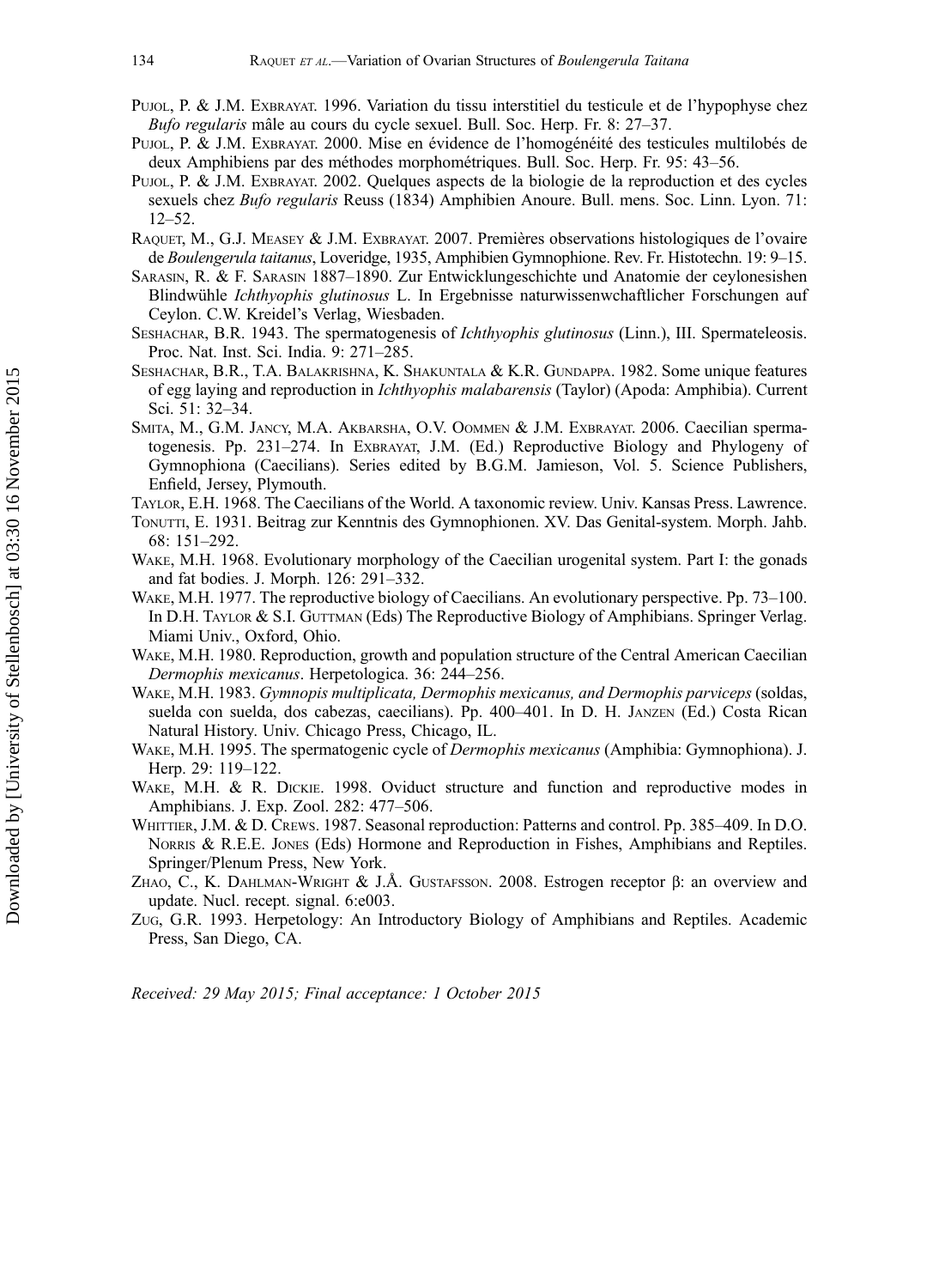Pujol, P. & J.M. Exbrayat. 1996. Variation du tissu interstitiel du testicule et de l'hypophyse chez *Bufo regularis* mâle au cours du cycle sexuel. Bull. Soc. Herp. Fr. 8: 27–37.

Pujol, P. & J.M. Exbrayat. 2000. Mise en évidence de l'homogénéité des testicules multilobés de deux Amphibiens par des méthodes morphométriques. Bull. Soc. Herp. Fr. 95: 43–56.

Pujol, P. & J.M. Exbrayat. 2002. Quelques aspects de la biologie de la reproduction et des cycles sexuels chez *Bufo regularis* Reuss (1834) Amphibien Anoure. Bull. mens. Soc. Linn. Lyon. 71: 12–52.

Raquet, M., G.J. Measey & J.M. Exbrayat. 2007. Premières observations histologiques de l'ovaire de *Boulengerula taitanus*, Loveridge, 1935, Amphibien Gymnophione. Rev. Fr. Histotechn. 19: 9–15.

Sarasin, R. & F. Sarasin 1887–1890. Zur Entwicklungeschichte und Anatomie der ceylonesishen Blindwühle *Ichthyophis glutinosus* L. In Ergebnisse naturwissenwchaftlicher Forschungen auf Ceylon. C.W. Kreidel's Verlag, Wiesbaden.

Seshachar, B.R. 1943. The spermatogenesis of *Ichthyophis glutinosus* (Linn.), III. Spermateleosis. Proc. Nat. Inst. Sci. India. 9: 271–285.

Seshachar, B.R., T.A. Balakrishna, K. Shakuntala & K.R. Gundappa. 1982. Some unique features of egg laying and reproduction in *Ichthyophis malabarensis* (Taylor) (Apoda: Amphibia). Current Sci. 51: 32–34.

Smita, M., G.M. Jancy, M.A. Akbarsha, O.V. Oommen & J.M. Exbrayat. 2006. Caecilian spermatogenesis. Pp. 231–274. In Exbrayat, J.M. (Ed.) Reproductive Biology and Phylogeny of Gymnophiona (Caecilians). Series edited by B.G.M. Jamieson, Vol. 5. Science Publishers, Enfield, Jersey, Plymouth.

Taylor, E.H. 1968. The Caecilians of the World. A taxonomic review. Univ. Kansas Press. Lawrence.

Tonutti, E. 1931. Beitrag zur Kenntnis des Gymnophionen. XV. Das Genital-system. Morph. Jahb. 68: 151–292.

Wake, M.H. 1968. Evolutionary morphology of the Caecilian urogenital system. Part I: the gonads and fat bodies. J. Morph. 126: 291–332.

Wake, M.H. 1977. The reproductive biology of Caecilians. An evolutionary perspective. Pp. 73–100. In D.H. Taylor & S.I. Guttman (Eds) The Reproductive Biology of Amphibians. Springer Verlag. Miami Univ., Oxford, Ohio.

Wake, M.H. 1980. Reproduction, growth and population structure of the Central American Caecilian *Dermophis mexicanus*. Herpetologica. 36: 244–256.

Wake, M.H. 1983. *Gymnopis multiplicata, Dermophis mexicanus, and Dermophis parviceps* (soldas, suelda con suelda, dos cabezas, caecilians). Pp. 400–401. In D. H. Janzen (Ed.) Costa Rican Natural History. Univ. Chicago Press, Chicago, IL.

Wake, M.H. 1995. The spermatogenic cycle of *Dermophis mexicanus* (Amphibia: Gymnophiona). J. Herp. 29: 119–122.

Wake, M.H. & R. Dickie. 1998. Oviduct structure and function and reproductive modes in Amphibians. J. Exp. Zool. 282: 477–506.

Whittier, J.M. & D. Crews. 1987. Seasonal reproduction: Patterns and control. Pp. 385–409. In D.O. Norris & R.E.E. Jones (Eds) Hormone and Reproduction in Fishes, Amphibians and Reptiles. Springer/Plenum Press, New York.

Zhao, C., K. Dahlman-Wright & J.Å. Gustafsson. 2008. Estrogen receptor β: an overview and update. Nucl. recept. signal. 6:e003.

Zug, G.R. 1993. Herpetology: An Introductory Biology of Amphibians and Reptiles. Academic Press, San Diego, CA.

*Received: 29 May 2015; Final acceptance: 1 October 2015*